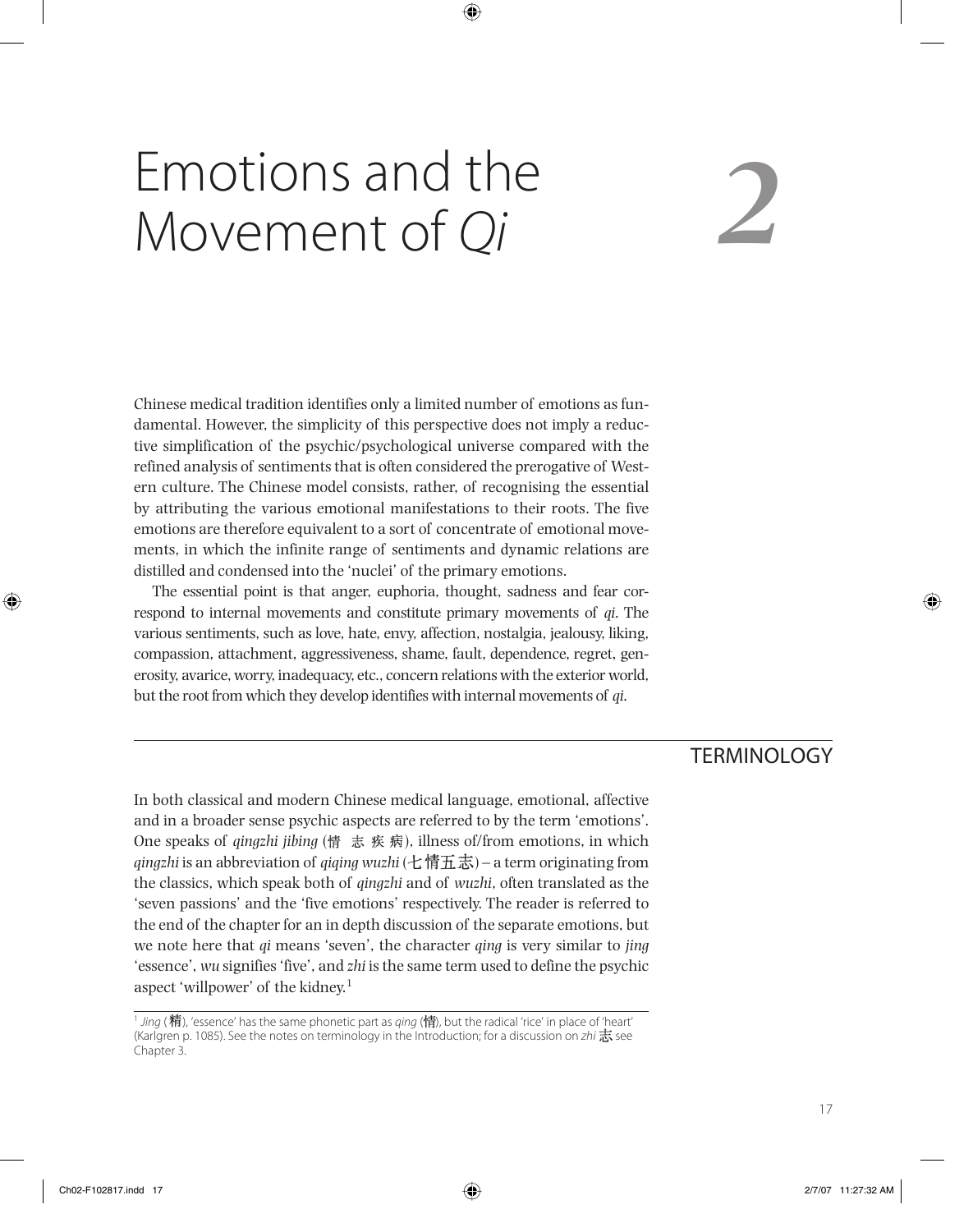# 2 Emotions and the Movement of *Qi*

Chinese medical tradition identifies only a limited number of emotions as fundamental. However, the simplicity of this perspective does not imply a reductive simplification of the psychic/psychological universe compared with the refined analysis of sentiments that is often considered the prerogative of Western culture. The Chinese model consists, rather, of recognising the essential by attributing the various emotional manifestations to their roots. The five emotions are therefore equivalent to a sort of concentrate of emotional movements, in which the infinite range of sentiments and dynamic relations are distilled and condensed into the 'nuclei' of the primary emotions.

The essential point is that anger, euphoria, thought, sadness and fear correspond to internal movements and constitute primary movements of *qi*. The various sentiments, such as love, hate, envy, affection, nostalgia, jealousy, liking, compassion, attachment, aggressiveness, shame, fault, dependence, regret, generosity, avarice, worry, inadequacy, etc., concern relations with the exterior world, but the root from which they develop identifies with internal movements of *qi*.

## TERMINOLOGY

In both classical and modern Chinese medical language, emotional, affective and in a broader sense psychic aspects are referred to by the term 'emotions'. One speaks of *qingzhi jibing* (情 志 疾 病), illness of/from emotions, in which *qingzhi* is an abbreviation of *qiqing wuzhi* (七情五志) – a term originating from the classics, which speak both of *qingzhi* and of *wuzhi*, often translated as the 'seven passions' and the 'five emotions' respectively. The reader is referred to the end of the chapter for an in depth discussion of the separate emotions, but we note here that *qi* means 'seven', the character *qing* is very similar to *jing* 'essence', *wu* signifies 'five', and *zhi* is the same term used to define the psychic aspect 'willpower' of the kidney.[1]

[1] *Jing* (精), 'essence' has the same phonetic part as *qing* (情), but the radical 'rice' in place of 'heart' (Karlgren p. 1085). See the notes on terminology in the Introduction; for a discussion on *zhi* 志 see Chapter 3.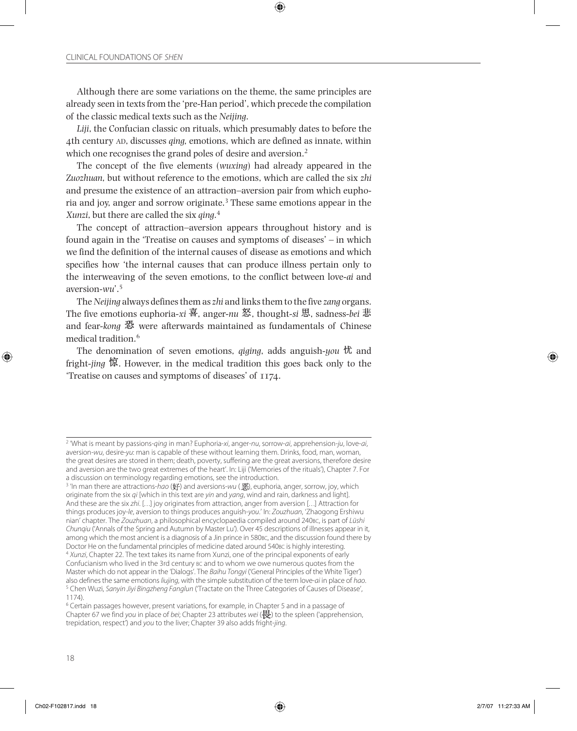Although there are some variations on the theme, the same principles are already seen in texts from the 'pre-Han period', which precede the compilation of the classic medical texts such as the *Neijing*.

*Liji*, the Confucian classic on rituals, which presumably dates to before the 4th century AD, discusses *qing*, emotions, which are defined as innate, within which one recognises the grand poles of desire and aversion.[2]

The concept of the five elements (*wuxing*) had already appeared in the *Zuozhuan*, but without reference to the emotions, which are called the six *zhi* and presume the existence of an attraction–aversion pair from which euphoria and joy, anger and sorrow originate.[3] These same emotions appear in the *Xunzi*, but there are called the six *qing*.[4]

The concept of attraction–aversion appears throughout history and is found again in the 'Treatise on causes and symptoms of diseases' – in which we find the definition of the internal causes of disease as emotions and which specifies how 'the internal causes that can produce illness pertain only to the interweaving of the seven emotions, to the conflict between love-*ai* and aversion-*wu*'.[5]

The *Neijing* always defines them as *zhi* and links them to the five *zang* organs. The five emotions euphoria-*xi* 喜, anger-*nu* 怒, thought-*si* 思, sadness-*bei* 悲 and fear-*kong* 恐 were afterwards maintained as fundamentals of Chinese medical tradition.[6]

The denomination of seven emotions, *qiqing*, adds anguish-*you* 忧 and fright-*jing* 惊. However, in the medical tradition this goes back only to the 'Treatise on causes and symptoms of diseases' of 1174.

---

[2] 'What is meant by passions-*qing* in man? Euphoria-*xi*, anger-*nu*, sorrow-*ai*, apprehension-*ju*, love-*ai*, aversion-*wu*, desire-*yu*: man is capable of these without learning them. Drinks, food, man, woman, the great desires are stored in them; death, poverty, suffering are the great aversions, therefore desire and aversion are the two great extremes of the heart'. In: Liji ('Memories of the rituals'), Chapter 7. For a discussion on terminology regarding emotions, see the introduction.

[3] 'In man there are attractions-*hao* (好) and aversions-*wu* (恶), euphoria, anger, sorrow, joy, which originate from the six *qi* [which in this text are *yin* and *yang*, wind and rain, darkness and light]. And these are the six *zhi*. [...] joy originates from attraction, anger from aversion [...] Attraction for things produces joy-*le*, aversion to things produces anguish-*you*.' In: *Zouzhuan*, 'Zhaogong Ershiwu nian' chapter. The *Zouzhuan*, a philosophical encyclopaedia compiled around 240BC, is part of *Lüshi Chunqiu* ('Annals of the Spring and Autumn by Master Lu'). Over 45 descriptions of illnesses appear in it, among which the most ancient is a diagnosis of a Jin prince in 580BC, and the discussion found there by Doctor He on the fundamental principles of medicine dated around 540BC is highly interesting.

[4] *Xunzi*, Chapter 22. The text takes its name from Xunzi, one of the principal exponents of early Confucianism who lived in the 3rd century BC and to whom we owe numerous quotes from the Master which do not appear in the 'Dialogs'. The *Baihu Tongyi* ('General Principles of the White Tiger') also defines the same emotions *liujing*, with the simple substitution of the term love-*ai* in place of *hao*.

[5] Chen Wuzi, *Sanyin Jiyi Bingzheng Fanglun* ('Tractate on the Three Categories of Causes of Disease', 1174).

[6] Certain passages however, present variations, for example, in Chapter 5 and in a passage of Chapter 67 we find *you* in place of *bei*; Chapter 23 attributes *wei* (畏) to the spleen ('apprehension, trepidation, respect') and *you* to the liver; Chapter 39 also adds fright-*jing*.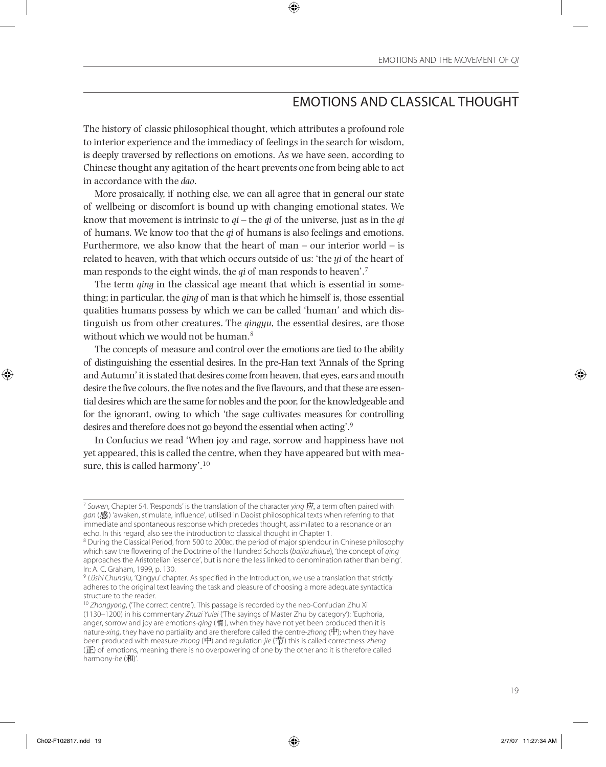## EMOTIONS AND CLASSICAL THOUGHT

The history of classic philosophical thought, which attributes a profound role to interior experience and the immediacy of feelings in the search for wisdom, is deeply traversed by reflections on emotions. As we have seen, according to Chinese thought any agitation of the heart prevents one from being able to act in accordance with the *dao*.

More prosaically, if nothing else, we can all agree that in general our state of wellbeing or discomfort is bound up with changing emotional states. We know that movement is intrinsic to *qi* – the *qi* of the universe, just as in the *qi* of humans. We know too that the *qi* of humans is also feelings and emotions. Furthermore, we also know that the heart of man – our interior world – is related to heaven, with that which occurs outside of us: 'the *yi* of the heart of man responds to the eight winds, the *qi* of man responds to heaven'.[7]

The term *qing* in the classical age meant that which is essential in something; in particular, the *qing* of man is that which he himself is, those essential qualities humans possess by which we can be called 'human' and which distinguish us from other creatures. The *qingyu*, the essential desires, are those without which we would not be human.[8]

The concepts of measure and control over the emotions are tied to the ability of distinguishing the essential desires. In the pre-Han text 'Annals of the Spring and Autumn' it is stated that desires come from heaven, that eyes, ears and mouth desire the five colours, the five notes and the five flavours, and that these are essential desires which are the same for nobles and the poor, for the knowledgeable and for the ignorant, owing to which 'the sage cultivates measures for controlling desires and therefore does not go beyond the essential when acting'.[9]

In Confucius we read 'When joy and rage, sorrow and happiness have not yet appeared, this is called the centre, when they have appeared but with measure, this is called harmony'.[10]

---

[7] *Suwen*, Chapter 54. 'Responds' is the translation of the character *ying* 应, a term often paired with *gan* (感) 'awaken, stimulate, influence', utilised in Daoist philosophical texts when referring to that immediate and spontaneous response which precedes thought, assimilated to a resonance or an echo. In this regard, also see the introduction to classical thought in Chapter 1.

[8] During the Classical Period, from 500 to 200BC, the period of major splendour in Chinese philosophy which saw the flowering of the Doctrine of the Hundred Schools (*baijia zhixue*), 'the concept of *qing* approaches the Aristotelian 'essence', but is none the less linked to denomination rather than being'. In: A. C. Graham, 1999, p. 130.

[9] *Lüshi Chunqiu*, 'Qingyu' chapter. As specified in the Introduction, we use a translation that strictly adheres to the original text leaving the task and pleasure of choosing a more adequate syntactical structure to the reader.

[10] *Zhongyong*, ('The correct centre'). This passage is recorded by the neo-Confucian Zhu Xi (1130–1200) in his commentary *Zhuzi Yulei* ('The sayings of Master Zhu by category'): 'Euphoria, anger, sorrow and joy are emotions-*qing* (情), when they have not yet been produced then it is nature-*xing*, they have no partiality and are therefore called the centre-*zhong* (中); when they have been produced with measure-*zhong* (中) and regulation-*jie* (节) this is called correctness-*zheng* (正) of emotions, meaning there is no overpowering of one by the other and it is therefore called harmony-*he* (和)'.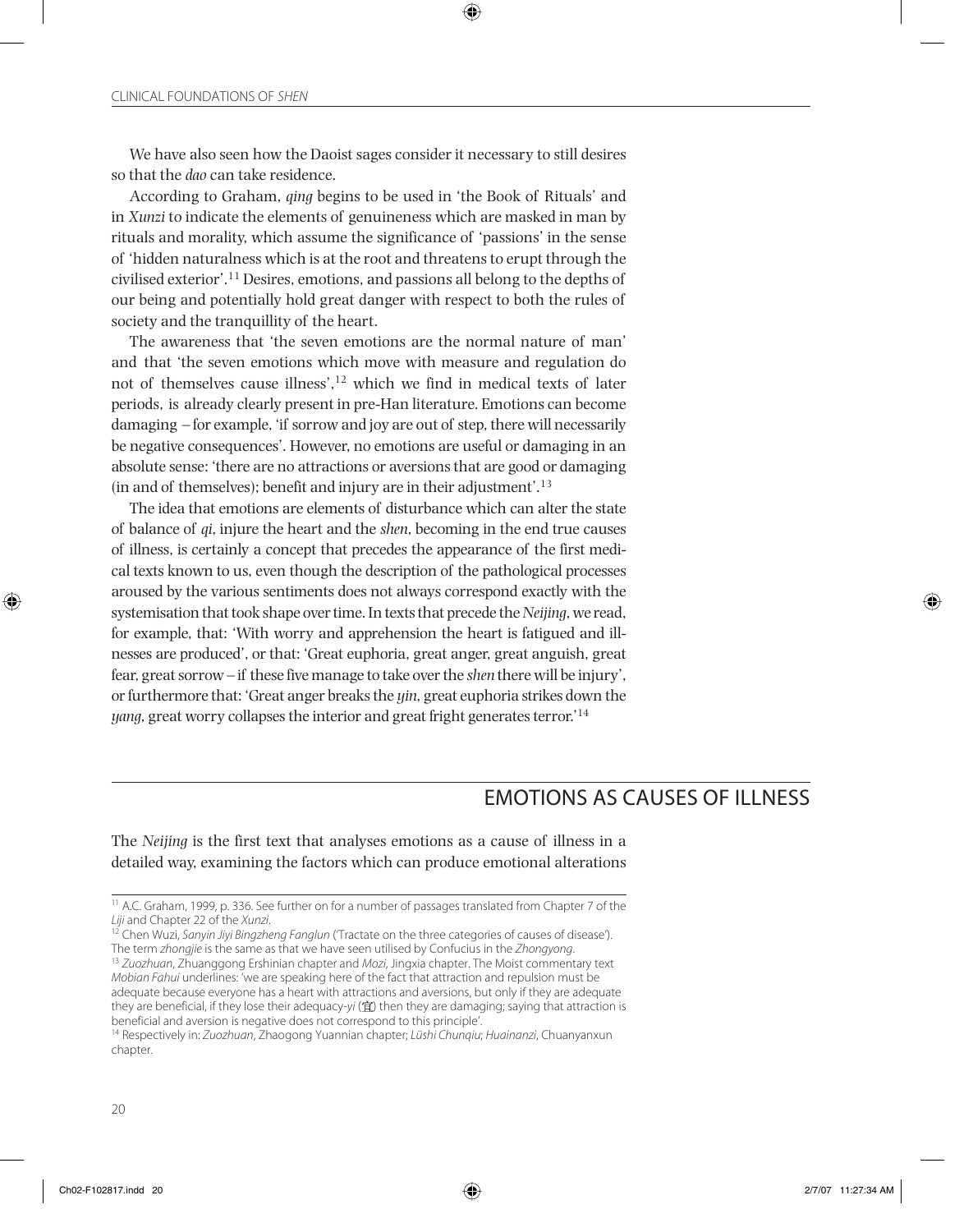We have also seen how the Daoist sages consider it necessary to still desires so that the *dao* can take residence.

According to Graham, *qing* begins to be used in 'the Book of Rituals' and in *Xunzi* to indicate the elements of genuineness which are masked in man by rituals and morality, which assume the significance of 'passions' in the sense of 'hidden naturalness which is at the root and threatens to erupt through the civilised exterior'.[11] Desires, emotions, and passions all belong to the depths of our being and potentially hold great danger with respect to both the rules of society and the tranquillity of the heart.

The awareness that 'the seven emotions are the normal nature of man' and that 'the seven emotions which move with measure and regulation do not of themselves cause illness',[12] which we find in medical texts of later periods, is already clearly present in pre-Han literature. Emotions can become damaging – for example, 'if sorrow and joy are out of step, there will necessarily be negative consequences'. However, no emotions are useful or damaging in an absolute sense: 'there are no attractions or aversions that are good or damaging (in and of themselves); benefit and injury are in their adjustment'.[13]

The idea that emotions are elements of disturbance which can alter the state of balance of *qi*, injure the heart and the *shen*, becoming in the end true causes of illness, is certainly a concept that precedes the appearance of the first medical texts known to us, even though the description of the pathological processes aroused by the various sentiments does not always correspond exactly with the systemisation that took shape over time. In texts that precede the *Neijing*, we read, for example, that: 'With worry and apprehension the heart is fatigued and illnesses are produced', or that: 'Great euphoria, great anger, great anguish, great fear, great sorrow – if these five manage to take over the *shen* there will be injury', or furthermore that: 'Great anger breaks the *yin*, great euphoria strikes down the *yang*, great worry collapses the interior and great fright generates terror.'[14]

## EMOTIONS AS CAUSES OF ILLNESS

The *Neijing* is the first text that analyses emotions as a cause of illness in a detailed way, examining the factors which can produce emotional alterations

---

[11] A.C. Graham, 1999, p. 336. See further on for a number of passages translated from Chapter 7 of the *Liji* and Chapter 22 of the *Xunzi*.

[12] Chen Wuzi, *Sanyin Jiyi Bingzheng Fanglun* ('Tractate on the three categories of causes of disease'). The term *zhongjie* is the same as that we have seen utilised by Confucius in the *Zhongyong*.

[13] *Zuozhuan*, Zhuanggong Ershinian chapter and *Mozi*, Jingxia chapter. The Moist commentary text *Mobian Fahui* underlines: 'we are speaking here of the fact that attraction and repulsion must be adequate because everyone has a heart with attractions and aversions, but only if they are adequate they are beneficial, if they lose their adequacy-*yi* (宜) then they are damaging; saying that attraction is beneficial and aversion is negative does not correspond to this principle'.

[14] Respectively in: *Zuozhuan*, Zhaogong Yuannian chapter; *Lüshi Chunqiu*; *Huainanzi*, Chuanyanxun chapter.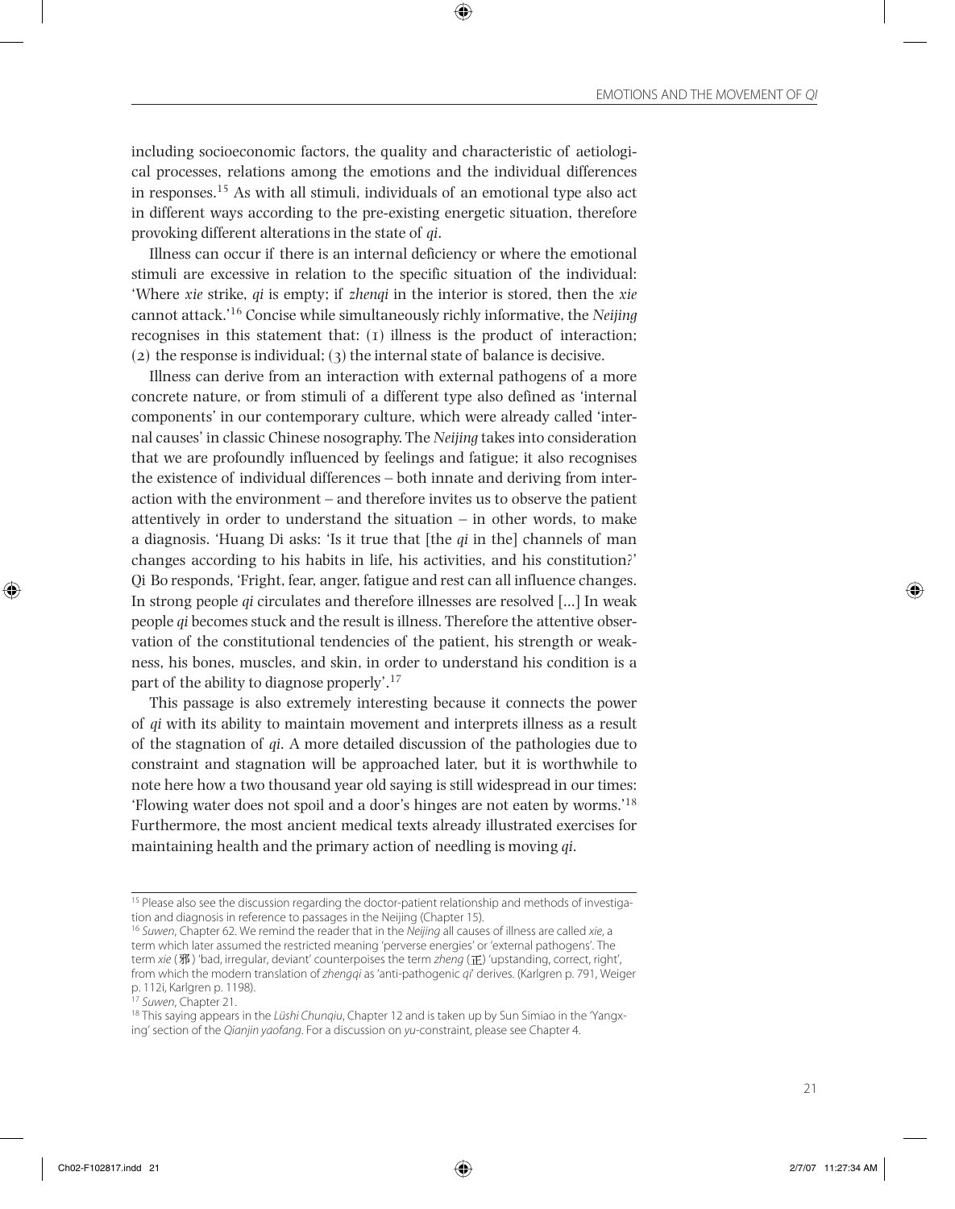including socioeconomic factors, the quality and characteristic of aetiological processes, relations among the emotions and the individual differences in responses.[15] As with all stimuli, individuals of an emotional type also act in different ways according to the pre-existing energetic situation, therefore provoking different alterations in the state of *qi*.

Illness can occur if there is an internal deficiency or where the emotional stimuli are excessive in relation to the specific situation of the individual: 'Where *xie* strike, *qi* is empty; if *zhenqi* in the interior is stored, then the *xie* cannot attack.'[16] Concise while simultaneously richly informative, the *Neijing* recognises in this statement that: (1) illness is the product of interaction; (2) the response is individual; (3) the internal state of balance is decisive.

Illness can derive from an interaction with external pathogens of a more concrete nature, or from stimuli of a different type also defined as 'internal components' in our contemporary culture, which were already called 'internal causes' in classic Chinese nosography. The *Neijing* takes into consideration that we are profoundly influenced by feelings and fatigue; it also recognises the existence of individual differences – both innate and deriving from interaction with the environment – and therefore invites us to observe the patient attentively in order to understand the situation – in other words, to make a diagnosis. 'Huang Di asks: 'Is it true that [the *qi* in the] channels of man changes according to his habits in life, his activities, and his constitution?' Qi Bo responds, 'Fright, fear, anger, fatigue and rest can all influence changes. In strong people *qi* circulates and therefore illnesses are resolved [...] In weak people *qi* becomes stuck and the result is illness. Therefore the attentive observation of the constitutional tendencies of the patient, his strength or weakness, his bones, muscles, and skin, in order to understand his condition is a part of the ability to diagnose properly'.[17]

This passage is also extremely interesting because it connects the power of *qi* with its ability to maintain movement and interprets illness as a result of the stagnation of *qi*. A more detailed discussion of the pathologies due to constraint and stagnation will be approached later, but it is worthwhile to note here how a two thousand year old saying is still widespread in our times: 'Flowing water does not spoil and a door's hinges are not eaten by worms.'[18] Furthermore, the most ancient medical texts already illustrated exercises for maintaining health and the primary action of needling is moving *qi*.

---

[15] Please also see the discussion regarding the doctor-patient relationship and methods of investigation and diagnosis in reference to passages in the Neijing (Chapter 15).

[16] *Suwen*, Chapter 62. We remind the reader that in the *Neijing* all causes of illness are called *xie*, a term which later assumed the restricted meaning 'perverse energies' or 'external pathogens'. The term *xie* (邪) 'bad, irregular, deviant' counterpoises the term *zheng* (正) 'upstanding, correct, right', from which the modern translation of *zhengqi* as 'anti-pathogenic *qi*' derives. (Karlgren p. 791, Weiger p. 112i, Karlgren p. 1198).

[17] *Suwen*, Chapter 21.

[18] This saying appears in the *Lüshi Chunqiu*, Chapter 12 and is taken up by Sun Simiao in the 'Yangxing' section of the *Qianjin yaofang*. For a discussion on *yu*-constraint, please see Chapter 4.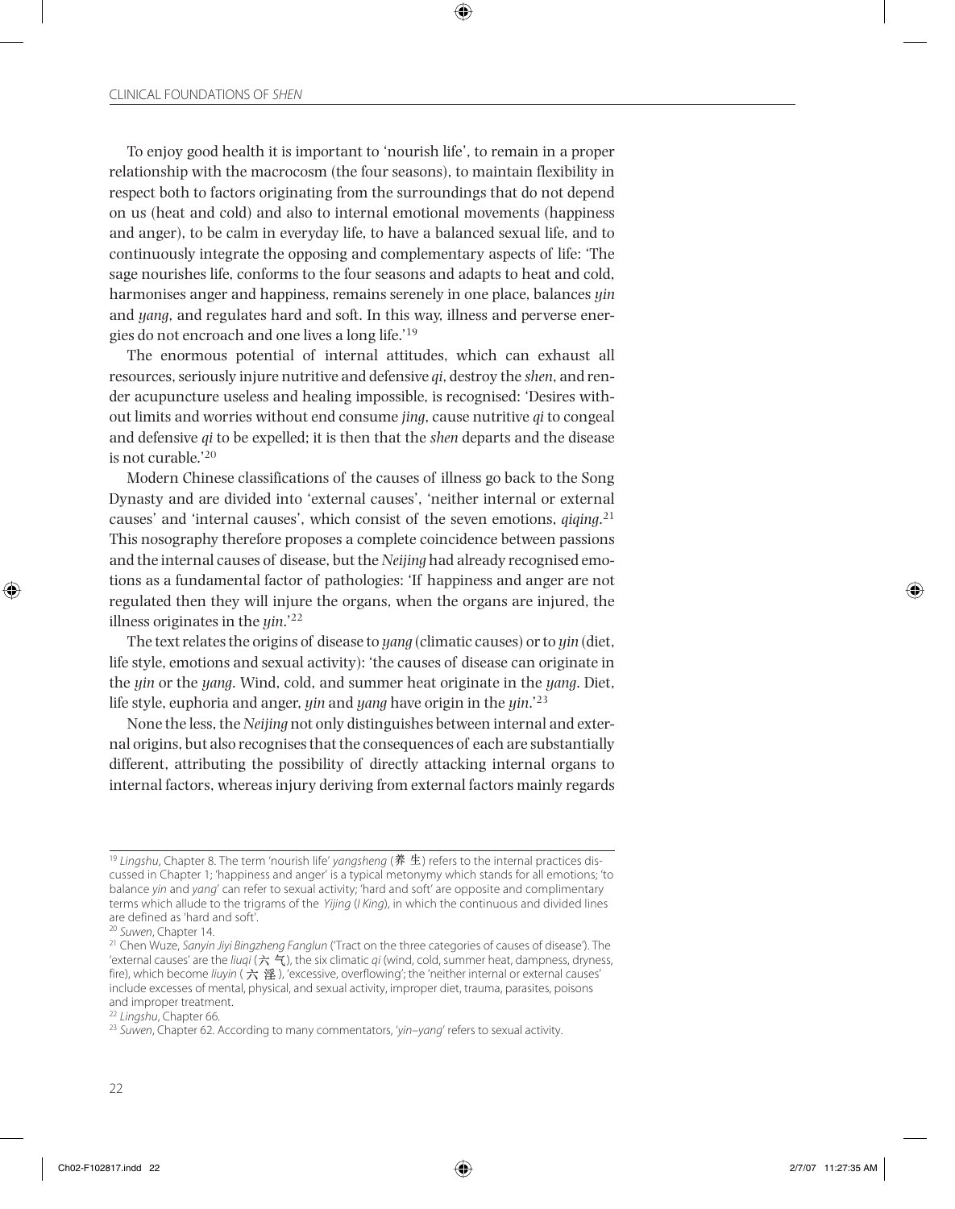To enjoy good health it is important to 'nourish life', to remain in a proper relationship with the macrocosm (the four seasons), to maintain flexibility in respect both to factors originating from the surroundings that do not depend on us (heat and cold) and also to internal emotional movements (happiness and anger), to be calm in everyday life, to have a balanced sexual life, and to continuously integrate the opposing and complementary aspects of life: 'The sage nourishes life, conforms to the four seasons and adapts to heat and cold, harmonises anger and happiness, remains serenely in one place, balances *yin* and *yang*, and regulates hard and soft. In this way, illness and perverse energies do not encroach and one lives a long life.'[19]

The enormous potential of internal attitudes, which can exhaust all resources, seriously injure nutritive and defensive *qi*, destroy the *shen*, and render acupuncture useless and healing impossible, is recognised: 'Desires without limits and worries without end consume *jing*, cause nutritive *qi* to congeal and defensive *qi* to be expelled; it is then that the *shen* departs and the disease is not curable.'[20]

Modern Chinese classifications of the causes of illness go back to the Song Dynasty and are divided into 'external causes', 'neither internal or external causes' and 'internal causes', which consist of the seven emotions, *qiqing*.[21] This nosography therefore proposes a complete coincidence between passions and the internal causes of disease, but the *Neijing* had already recognised emotions as a fundamental factor of pathologies: 'If happiness and anger are not regulated then they will injure the organs, when the organs are injured, the illness originates in the *yin*.'[22]

The text relates the origins of disease to *yang* (climatic causes) or to *yin* (diet, life style, emotions and sexual activity): 'the causes of disease can originate in the *yin* or the *yang*. Wind, cold, and summer heat originate in the *yang*. Diet, life style, euphoria and anger, *yin* and *yang* have origin in the *yin*.'[23]

None the less, the *Neijing* not only distinguishes between internal and external origins, but also recognises that the consequences of each are substantially different, attributing the possibility of directly attacking internal organs to internal factors, whereas injury deriving from external factors mainly regards

---

[19] *Lingshu*, Chapter 8. The term 'nourish life' *yangsheng* (养生) refers to the internal practices discussed in Chapter 1; 'happiness and anger' is a typical metonymy which stands for all emotions; 'to balance *yin* and *yang*' can refer to sexual activity; 'hard and soft' are opposite and complimentary terms which allude to the trigrams of the *Yijing* (*I King*), in which the continuous and divided lines are defined as 'hard and soft'.

[20] *Suwen*, Chapter 14.

[21] Chen Wuze, *Sanyin Jiyi Bingzheng Fanglun* ('Tract on the three categories of causes of disease'). The 'external causes' are the *liuqi* (六气), the six climatic *qi* (wind, cold, summer heat, dampness, dryness, fire), which become *liuyin* (六淫), 'excessive, overflowing'; the 'neither internal or external causes' include excesses of mental, physical, and sexual activity, improper diet, trauma, parasites, poisons and improper treatment.

[22] *Lingshu*, Chapter 66.

[23] *Suwen*, Chapter 62. According to many commentators, '*yin–yang*' refers to sexual activity.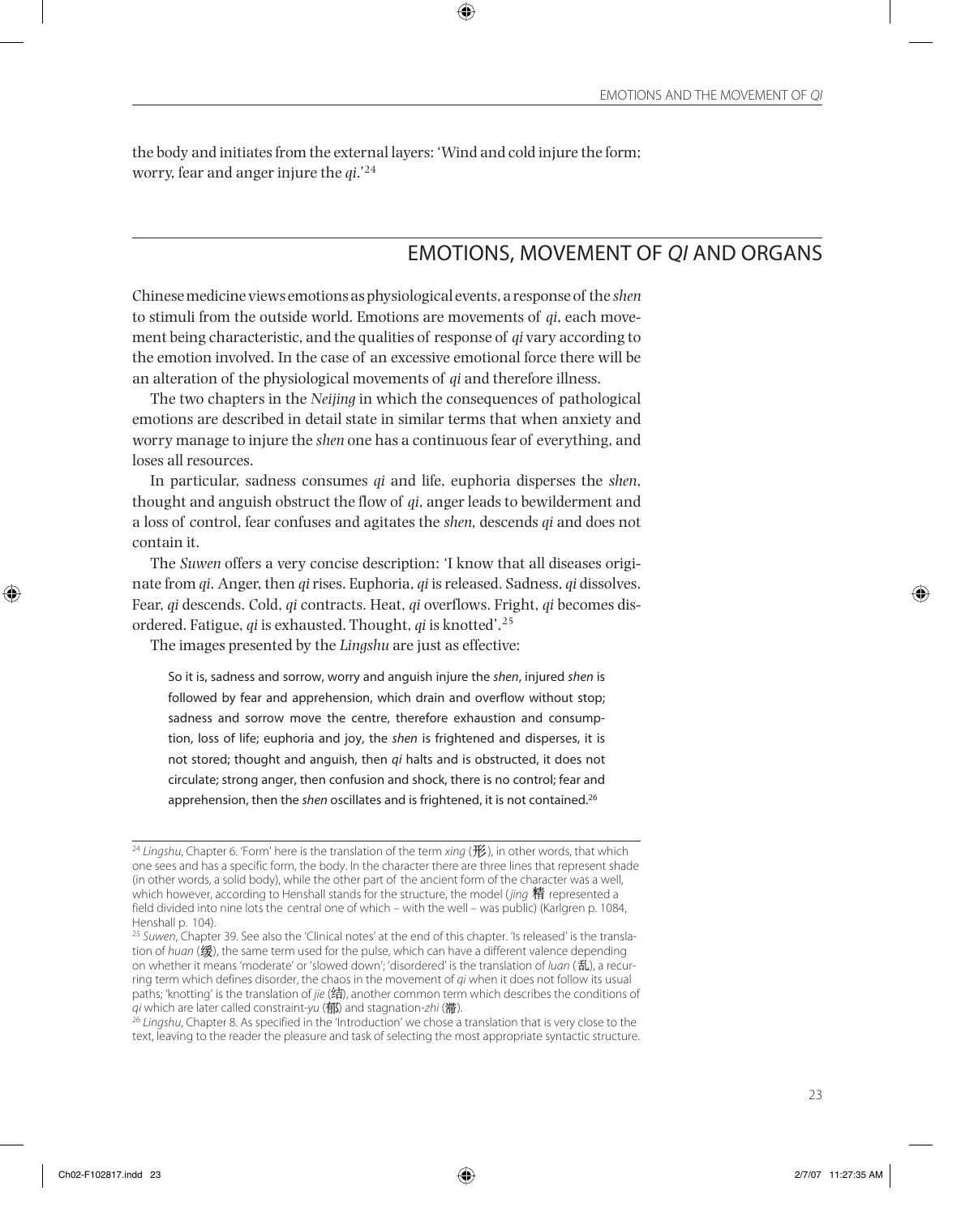the body and initiates from the external layers: 'Wind and cold injure the form; worry, fear and anger injure the *qi*.'[24]

## EMOTIONS, MOVEMENT OF *QI* AND ORGANS

Chinese medicine views emotions as physiological events, a response of the *shen* to stimuli from the outside world. Emotions are movements of *qi*, each movement being characteristic, and the qualities of response of *qi* vary according to the emotion involved. In the case of an excessive emotional force there will be an alteration of the physiological movements of *qi* and therefore illness.

The two chapters in the *Neijing* in which the consequences of pathological emotions are described in detail state in similar terms that when anxiety and worry manage to injure the *shen* one has a continuous fear of everything, and loses all resources.

In particular, sadness consumes *qi* and life, euphoria disperses the *shen*, thought and anguish obstruct the flow of *qi*, anger leads to bewilderment and a loss of control, fear confuses and agitates the *shen*, descends *qi* and does not contain it.

The *Suwen* offers a very concise description: 'I know that all diseases originate from *qi*. Anger, then *qi* rises. Euphoria, *qi* is released. Sadness, *qi* dissolves. Fear, *qi* descends. Cold, *qi* contracts. Heat, *qi* overflows. Fright, *qi* becomes disordered. Fatigue, *qi* is exhausted. Thought, *qi* is knotted'.[25]

The images presented by the *Lingshu* are just as effective:

> So it is, sadness and sorrow, worry and anguish injure the *shen*, injured *shen* is followed by fear and apprehension, which drain and overflow without stop; sadness and sorrow move the centre, therefore exhaustion and consumption, loss of life; euphoria and joy, the *shen* is frightened and disperses, it is not stored; thought and anguish, then *qi* halts and is obstructed, it does not circulate; strong anger, then confusion and shock, there is no control; fear and apprehension, then the *shen* oscillates and is frightened, it is not contained.[26]

---

[24] *Lingshu*, Chapter 6. 'Form' here is the translation of the term *xing* (形), in other words, that which one sees and has a specific form, the body. In the character there are three lines that represent shade (in other words, a solid body), while the other part of the ancient form of the character was a well, which however, according to Henshall stands for the structure, the model (*jing* 精 represented a field divided into nine lots the central one of which – with the well – was public) (Karlgren p. 1084, Henshall p. 104).

[25] *Suwen*, Chapter 39. See also the 'Clinical notes' at the end of this chapter. 'Is released' is the translation of *huan* (缓), the same term used for the pulse, which can have a different valence depending on whether it means 'moderate' or 'slowed down'; 'disordered' is the translation of *luan* (乱), a recurring term which defines disorder, the chaos in the movement of *qi* when it does not follow its usual paths; 'knotting' is the translation of *jie* (结), another common term which describes the conditions of *qi* which are later called constraint-*yu* (郁) and stagnation-*zhi* (滞).

[26] *Lingshu*, Chapter 8. As specified in the 'Introduction' we chose a translation that is very close to the text, leaving to the reader the pleasure and task of selecting the most appropriate syntactic structure.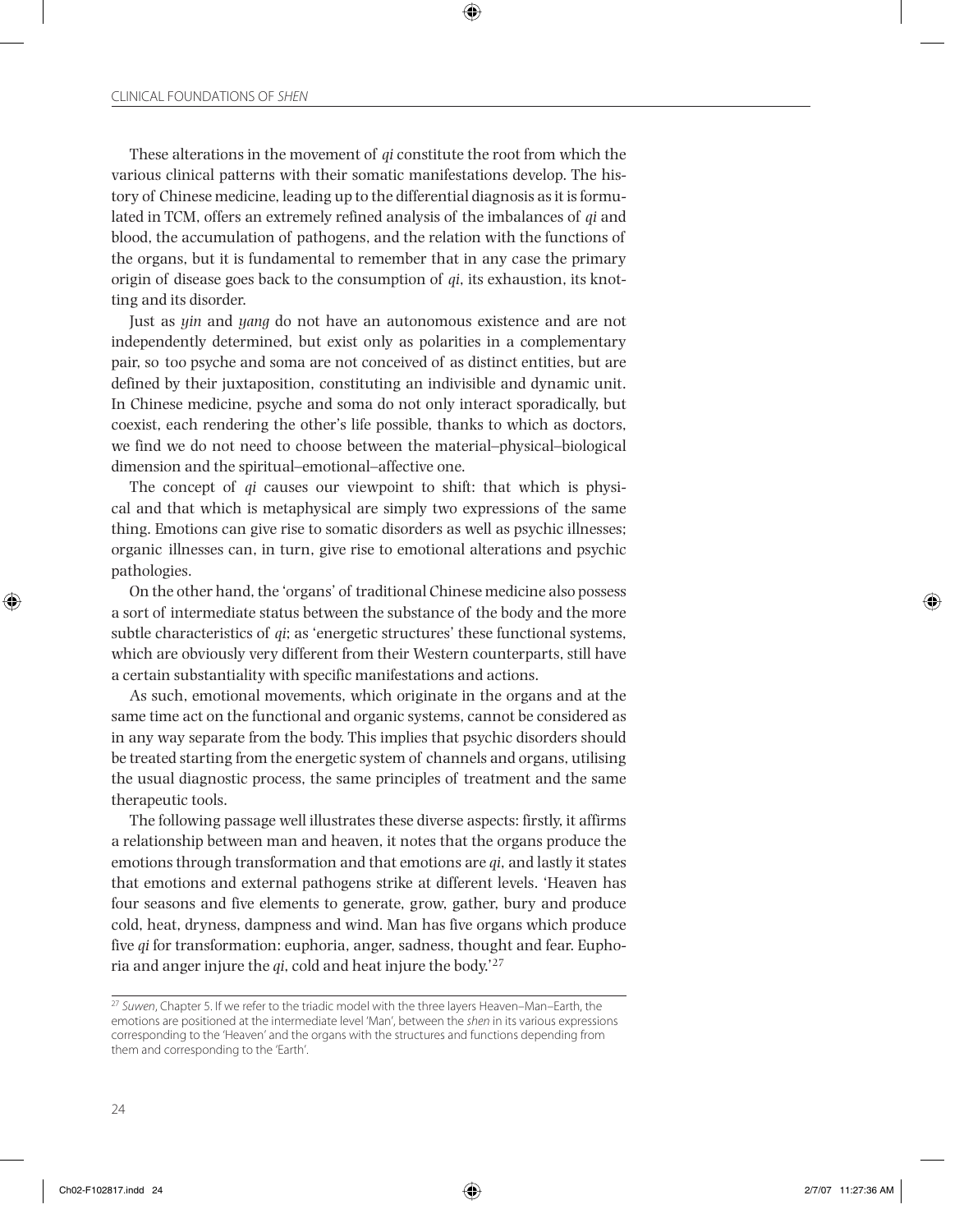These alterations in the movement of *qi* constitute the root from which the various clinical patterns with their somatic manifestations develop. The history of Chinese medicine, leading up to the differential diagnosis as it is formulated in TCM, offers an extremely refined analysis of the imbalances of *qi* and blood, the accumulation of pathogens, and the relation with the functions of the organs, but it is fundamental to remember that in any case the primary origin of disease goes back to the consumption of *qi*, its exhaustion, its knotting and its disorder.

Just as *yin* and *yang* do not have an autonomous existence and are not independently determined, but exist only as polarities in a complementary pair, so too psyche and soma are not conceived of as distinct entities, but are defined by their juxtaposition, constituting an indivisible and dynamic unit. In Chinese medicine, psyche and soma do not only interact sporadically, but coexist, each rendering the other's life possible, thanks to which as doctors, we find we do not need to choose between the material–physical–biological dimension and the spiritual–emotional–affective one.

The concept of *qi* causes our viewpoint to shift: that which is physical and that which is metaphysical are simply two expressions of the same thing. Emotions can give rise to somatic disorders as well as psychic illnesses; organic illnesses can, in turn, give rise to emotional alterations and psychic pathologies.

On the other hand, the 'organs' of traditional Chinese medicine also possess a sort of intermediate status between the substance of the body and the more subtle characteristics of *qi*; as 'energetic structures' these functional systems, which are obviously very different from their Western counterparts, still have a certain substantiality with specific manifestations and actions.

As such, emotional movements, which originate in the organs and at the same time act on the functional and organic systems, cannot be considered as in any way separate from the body. This implies that psychic disorders should be treated starting from the energetic system of channels and organs, utilising the usual diagnostic process, the same principles of treatment and the same therapeutic tools.

The following passage well illustrates these diverse aspects: firstly, it affirms a relationship between man and heaven, it notes that the organs produce the emotions through transformation and that emotions are *qi*, and lastly it states that emotions and external pathogens strike at different levels. 'Heaven has four seasons and five elements to generate, grow, gather, bury and produce cold, heat, dryness, dampness and wind. Man has five organs which produce five *qi* for transformation: euphoria, anger, sadness, thought and fear. Euphoria and anger injure the *qi*, cold and heat injure the body.'[27]

---

[27] *Suwen*, Chapter 5. If we refer to the triadic model with the three layers Heaven–Man–Earth, the emotions are positioned at the intermediate level 'Man', between the *shen* in its various expressions corresponding to the 'Heaven' and the organs with the structures and functions depending from them and corresponding to the 'Earth'.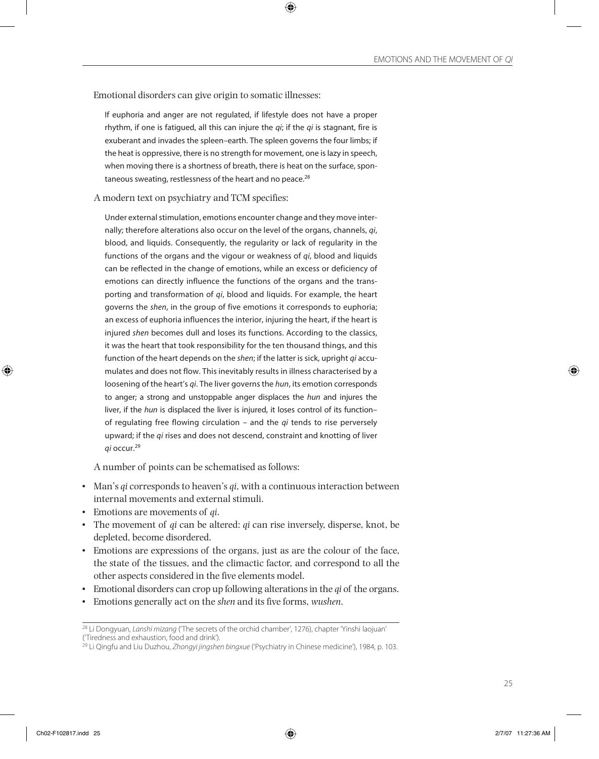Emotional disorders can give origin to somatic illnesses:

> If euphoria and anger are not regulated, if lifestyle does not have a proper rhythm, if one is fatigued, all this can injure the *qi*; if the *qi* is stagnant, fire is exuberant and invades the spleen–earth. The spleen governs the four limbs; if the heat is oppressive, there is no strength for movement, one is lazy in speech, when moving there is a shortness of breath, there is heat on the surface, spontaneous sweating, restlessness of the heart and no peace.[28]

A modern text on psychiatry and TCM specifies:

> Under external stimulation, emotions encounter change and they move internally; therefore alterations also occur on the level of the organs, channels, *qi*, blood, and liquids. Consequently, the regularity or lack of regularity in the functions of the organs and the vigour or weakness of *qi*, blood and liquids can be reflected in the change of emotions, while an excess or deficiency of emotions can directly influence the functions of the organs and the transporting and transformation of *qi*, blood and liquids. For example, the heart governs the *shen*, in the group of five emotions it corresponds to euphoria; an excess of euphoria influences the interior, injuring the heart, if the heart is injured *shen* becomes dull and loses its functions. According to the classics, it was the heart that took responsibility for the ten thousand things, and this function of the heart depends on the *shen*; if the latter is sick, upright *qi* accumulates and does not flow. This inevitably results in illness characterised by a loosening of the heart's *qi*. The liver governs the *hun*, its emotion corresponds to anger; a strong and unstoppable anger displaces the *hun* and injures the liver, if the *hun* is displaced the liver is injured, it loses control of its function– of regulating free flowing circulation – and the *qi* tends to rise perversely upward; if the *qi* rises and does not descend, constraint and knotting of liver *qi* occur.[29]

A number of points can be schematised as follows:

- Man's *qi* corresponds to heaven's *qi*, with a continuous interaction between internal movements and external stimuli.
- Emotions are movements of *qi*.
- The movement of *qi* can be altered: *qi* can rise inversely, disperse, knot, be depleted, become disordered.
- Emotions are expressions of the organs, just as are the colour of the face, the state of the tissues, and the climactic factor, and correspond to all the other aspects considered in the five elements model.
- Emotional disorders can crop up following alterations in the *qi* of the organs.
- Emotions generally act on the *shen* and its five forms, *wushen*.

---

[28] Li Dongyuan, *Lanshi mizang* ('The secrets of the orchid chamber', 1276), chapter 'Yinshi laojuan' ('Tiredness and exhaustion, food and drink').

[29] Li Qingfu and Liu Duzhou, *Zhongyi jingshen bingxue* ('Psychiatry in Chinese medicine'), 1984, p. 103.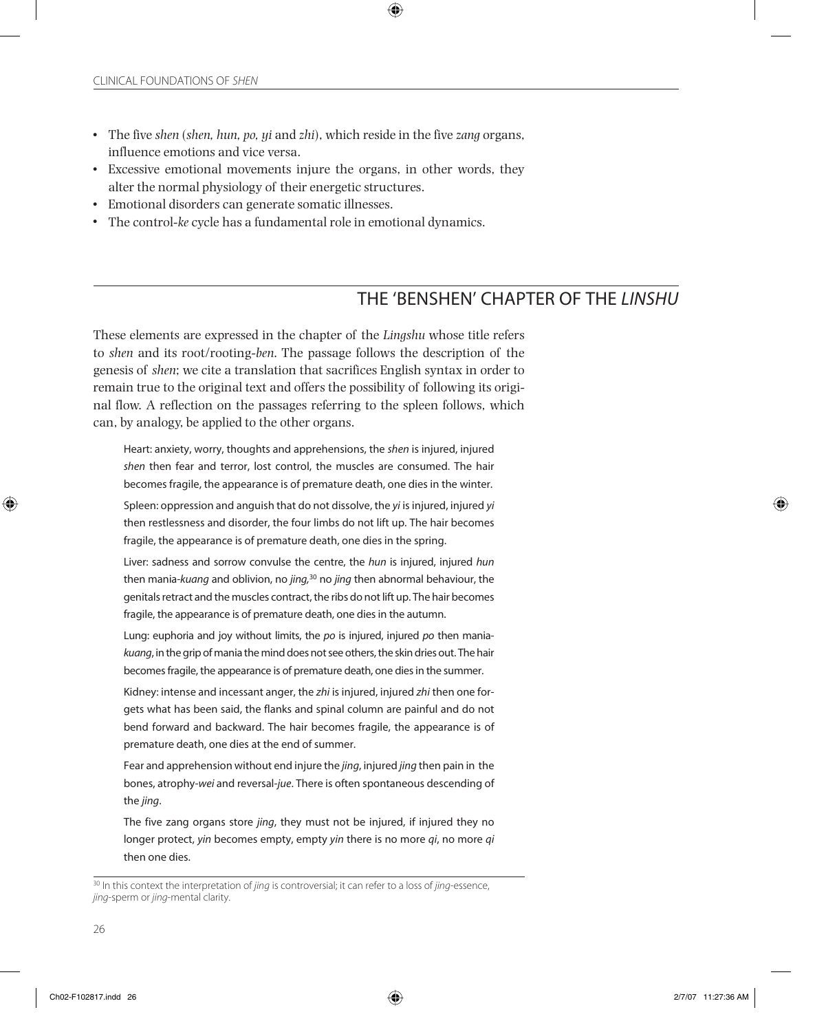- The five *shen* (*shen, hun, po, yi* and *zhi*), which reside in the five *zang* organs, influence emotions and vice versa.
- Excessive emotional movements injure the organs, in other words, they alter the normal physiology of their energetic structures.
- Emotional disorders can generate somatic illnesses.
- The control-*ke* cycle has a fundamental role in emotional dynamics.

## THE 'BENSHEN' CHAPTER OF THE *LINSHU*

These elements are expressed in the chapter of the *Lingshu* whose title refers to *shen* and its root/rooting-*ben*. The passage follows the description of the genesis of *shen*; we cite a translation that sacrifices English syntax in order to remain true to the original text and offers the possibility of following its original flow. A reflection on the passages referring to the spleen follows, which can, by analogy, be applied to the other organs.

> Heart: anxiety, worry, thoughts and apprehensions, the *shen* is injured, injured *shen* then fear and terror, lost control, the muscles are consumed. The hair becomes fragile, the appearance is of premature death, one dies in the winter.
>
> Spleen: oppression and anguish that do not dissolve, the *yi* is injured, injured *yi* then restlessness and disorder, the four limbs do not lift up. The hair becomes fragile, the appearance is of premature death, one dies in the spring.
>
> Liver: sadness and sorrow convulse the centre, the *hun* is injured, injured *hun* then mania-*kuang* and oblivion, no *jing*,[30] no *jing* then abnormal behaviour, the genitals retract and the muscles contract, the ribs do not lift up. The hair becomes fragile, the appearance is of premature death, one dies in the autumn.
>
> Lung: euphoria and joy without limits, the *po* is injured, injured *po* then mania-*kuang*, in the grip of mania the mind does not see others, the skin dries out. The hair becomes fragile, the appearance is of premature death, one dies in the summer.
>
> Kidney: intense and incessant anger, the *zhi* is injured, injured *zhi* then one forgets what has been said, the flanks and spinal column are painful and do not bend forward and backward. The hair becomes fragile, the appearance is of premature death, one dies at the end of summer.
>
> Fear and apprehension without end injure the *jing*, injured *jing* then pain in the bones, atrophy-*wei* and reversal-*jue*. There is often spontaneous descending of the *jing*.
>
> The five zang organs store *jing*, they must not be injured, if injured they no longer protect, *yin* becomes empty, empty *yin* there is no more *qi*, no more *qi* then one dies.

[30] In this context the interpretation of *jing* is controversial; it can refer to a loss of *jing*-essence, *jing*-sperm or *jing*-mental clarity.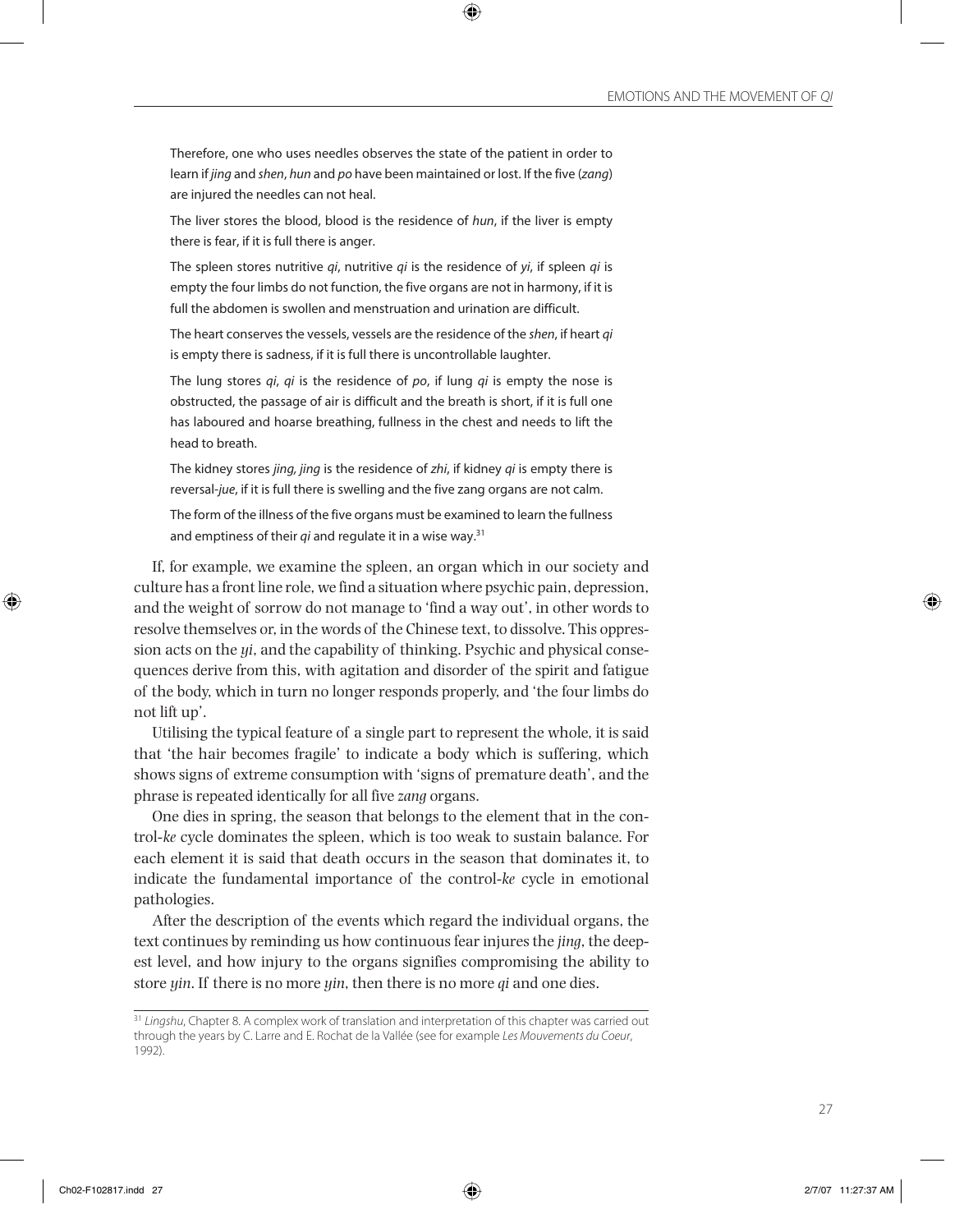> Therefore, one who uses needles observes the state of the patient in order to learn if *jing* and *shen*, *hun* and *po* have been maintained or lost. If the five (*zang*) are injured the needles can not heal.
>
> The liver stores the blood, blood is the residence of *hun*, if the liver is empty there is fear, if it is full there is anger.
>
> The spleen stores nutritive *qi*, nutritive *qi* is the residence of *yi*, if spleen *qi* is empty the four limbs do not function, the five organs are not in harmony, if it is full the abdomen is swollen and menstruation and urination are difficult.
>
> The heart conserves the vessels, vessels are the residence of the *shen*, if heart *qi* is empty there is sadness, if it is full there is uncontrollable laughter.
>
> The lung stores *qi*, *qi* is the residence of *po*, if lung *qi* is empty the nose is obstructed, the passage of air is difficult and the breath is short, if it is full one has laboured and hoarse breathing, fullness in the chest and needs to lift the head to breath.
>
> The kidney stores *jing, jing* is the residence of *zhi*, if kidney *qi* is empty there is reversal-*jue*, if it is full there is swelling and the five zang organs are not calm.
>
> The form of the illness of the five organs must be examined to learn the fullness and emptiness of their *qi* and regulate it in a wise way.[31]

If, for example, we examine the spleen, an organ which in our society and culture has a front line role, we find a situation where psychic pain, depression, and the weight of sorrow do not manage to 'find a way out', in other words to resolve themselves or, in the words of the Chinese text, to dissolve. This oppression acts on the *yi*, and the capability of thinking. Psychic and physical consequences derive from this, with agitation and disorder of the spirit and fatigue of the body, which in turn no longer responds properly, and 'the four limbs do not lift up'.

Utilising the typical feature of a single part to represent the whole, it is said that 'the hair becomes fragile' to indicate a body which is suffering, which shows signs of extreme consumption with 'signs of premature death', and the phrase is repeated identically for all five *zang* organs.

One dies in spring, the season that belongs to the element that in the control-*ke* cycle dominates the spleen, which is too weak to sustain balance. For each element it is said that death occurs in the season that dominates it, to indicate the fundamental importance of the control-*ke* cycle in emotional pathologies.

After the description of the events which regard the individual organs, the text continues by reminding us how continuous fear injures the *jing*, the deepest level, and how injury to the organs signifies compromising the ability to store *yin*. If there is no more *yin*, then there is no more *qi* and one dies.

---

[31] *Lingshu*, Chapter 8. A complex work of translation and interpretation of this chapter was carried out through the years by C. Larre and E. Rochat de la Vallée (see for example *Les Mouvements du Coeur*, 1992).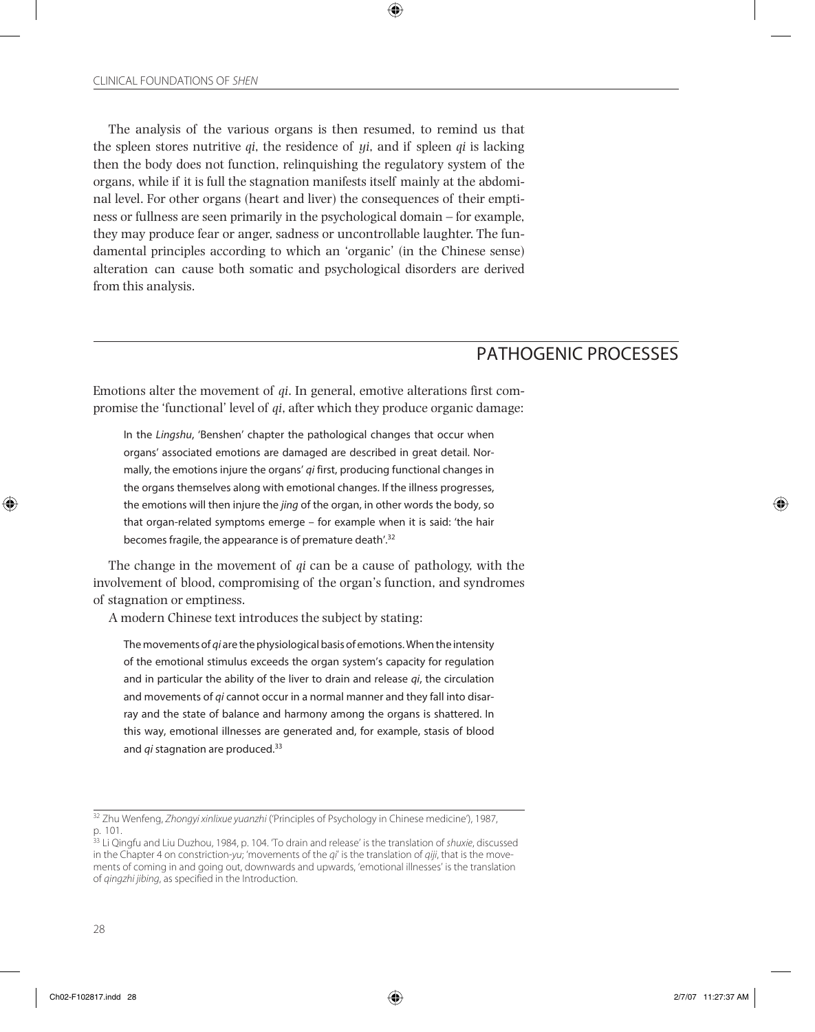The analysis of the various organs is then resumed, to remind us that the spleen stores nutritive *qi*, the residence of *yi*, and if spleen *qi* is lacking then the body does not function, relinquishing the regulatory system of the organs, while if it is full the stagnation manifests itself mainly at the abdominal level. For other organs (heart and liver) the consequences of their emptiness or fullness are seen primarily in the psychological domain – for example, they may produce fear or anger, sadness or uncontrollable laughter. The fundamental principles according to which an 'organic' (in the Chinese sense) alteration can cause both somatic and psychological disorders are derived from this analysis.

## PATHOGENIC PROCESSES

Emotions alter the movement of *qi*. In general, emotive alterations first compromise the 'functional' level of *qi*, after which they produce organic damage:

> In the *Lingshu*, 'Benshen' chapter the pathological changes that occur when organs' associated emotions are damaged are described in great detail. Normally, the emotions injure the organs' *qi* first, producing functional changes in the organs themselves along with emotional changes. If the illness progresses, the emotions will then injure the *jing* of the organ, in other words the body, so that organ-related symptoms emerge – for example when it is said: 'the hair becomes fragile, the appearance is of premature death'.[32]

The change in the movement of *qi* can be a cause of pathology, with the involvement of blood, compromising of the organ's function, and syndromes of stagnation or emptiness.

A modern Chinese text introduces the subject by stating:

> The movements of *qi* are the physiological basis of emotions. When the intensity of the emotional stimulus exceeds the organ system's capacity for regulation and in particular the ability of the liver to drain and release *qi*, the circulation and movements of *qi* cannot occur in a normal manner and they fall into disarray and the state of balance and harmony among the organs is shattered. In this way, emotional illnesses are generated and, for example, stasis of blood and *qi* stagnation are produced.[33]

---

[32] Zhu Wenfeng, *Zhongyi xinlixue yuanzhi* ('Principles of Psychology in Chinese medicine'), 1987, p. 101.

[33] Li Qingfu and Liu Duzhou, 1984, p. 104. 'To drain and release' is the translation of *shuxie*, discussed in the Chapter 4 on constriction-*yu*; 'movements of the *qi*' is the translation of *qiji*, that is the movements of coming in and going out, downwards and upwards, 'emotional illnesses' is the translation of *qingzhi jibing*, as specified in the Introduction.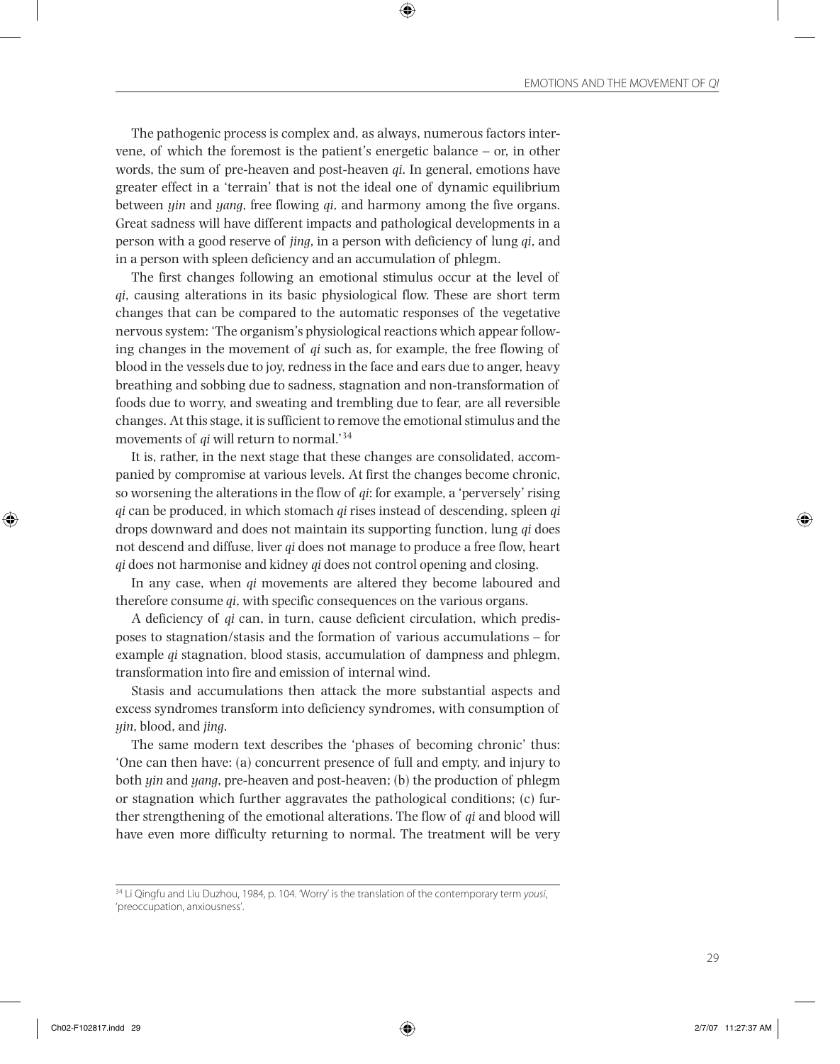The pathogenic process is complex and, as always, numerous factors intervene, of which the foremost is the patient's energetic balance – or, in other words, the sum of pre-heaven and post-heaven *qi*. In general, emotions have greater effect in a 'terrain' that is not the ideal one of dynamic equilibrium between *yin* and *yang*, free flowing *qi*, and harmony among the five organs. Great sadness will have different impacts and pathological developments in a person with a good reserve of *jing*, in a person with deficiency of lung *qi*, and in a person with spleen deficiency and an accumulation of phlegm.

The first changes following an emotional stimulus occur at the level of *qi*, causing alterations in its basic physiological flow. These are short term changes that can be compared to the automatic responses of the vegetative nervous system: 'The organism's physiological reactions which appear following changes in the movement of *qi* such as, for example, the free flowing of blood in the vessels due to joy, redness in the face and ears due to anger, heavy breathing and sobbing due to sadness, stagnation and non-transformation of foods due to worry, and sweating and trembling due to fear, are all reversible changes. At this stage, it is sufficient to remove the emotional stimulus and the movements of *qi* will return to normal.'[34]

It is, rather, in the next stage that these changes are consolidated, accompanied by compromise at various levels. At first the changes become chronic, so worsening the alterations in the flow of *qi*: for example, a 'perversely' rising *qi* can be produced, in which stomach *qi* rises instead of descending, spleen *qi* drops downward and does not maintain its supporting function, lung *qi* does not descend and diffuse, liver *qi* does not manage to produce a free flow, heart *qi* does not harmonise and kidney *qi* does not control opening and closing.

In any case, when *qi* movements are altered they become laboured and therefore consume *qi*, with specific consequences on the various organs.

A deficiency of *qi* can, in turn, cause deficient circulation, which predisposes to stagnation/stasis and the formation of various accumulations – for example *qi* stagnation, blood stasis, accumulation of dampness and phlegm, transformation into fire and emission of internal wind.

Stasis and accumulations then attack the more substantial aspects and excess syndromes transform into deficiency syndromes, with consumption of *yin*, blood, and *jing*.

The same modern text describes the 'phases of becoming chronic' thus: 'One can then have: (a) concurrent presence of full and empty, and injury to both *yin* and *yang*, pre-heaven and post-heaven; (b) the production of phlegm or stagnation which further aggravates the pathological conditions; (c) further strengthening of the emotional alterations. The flow of *qi* and blood will have even more difficulty returning to normal. The treatment will be very

---

[34] Li Qingfu and Liu Duzhou, 1984, p. 104. 'Worry' is the translation of the contemporary term *yousi*, 'preoccupation, anxiousness'.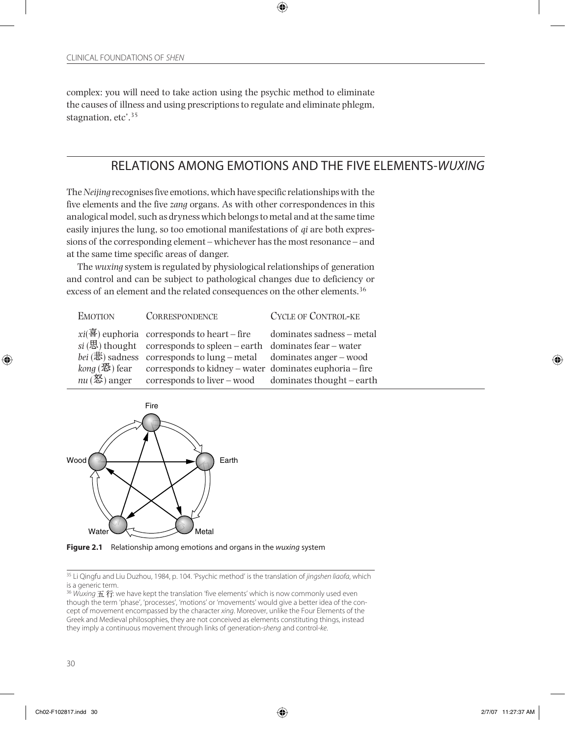complex: you will need to take action using the psychic method to eliminate the causes of illness and using prescriptions to regulate and eliminate phlegm, stagnation, etc'.[35]

## RELATIONS AMONG EMOTIONS AND THE FIVE ELEMENTS-*WUXING*

The *Neijing* recognises five emotions, which have specific relationships with the five elements and the five *zang* organs. As with other correspondences in this analogical model, such as dryness which belongs to metal and at the same time easily injures the lung, so too emotional manifestations of *qi* are both expressions of the corresponding element – whichever has the most resonance – and at the same time specific areas of danger.

The *wuxing* system is regulated by physiological relationships of generation and control and can be subject to pathological changes due to deficiency or excess of an element and the related consequences on the other elements.[36]

| Emotion | Correspondence | Cycle of Control-ke |
|---|---|---|
| *xi*(喜) euphoria | corresponds to heart – fire | dominates sadness – metal |
| *si* (思) thought | corresponds to spleen – earth | dominates fear – water |
| *bei* (悲) sadness | corresponds to lung – metal | dominates anger – wood |
| *kong* (恐) fear | corresponds to kidney – water | dominates euphoria – fire |
| *nu* (怒) anger | corresponds to liver – wood | dominates thought – earth |

**Figure 2.1** Relationship among emotions and organs in the *wuxing* system

[35] Li Qingfu and Liu Duzhou, 1984, p. 104. 'Psychic method' is the translation of *jingshen liaofa*, which is a generic term.

[36] *Wuxing* 五行: we have kept the translation 'five elements' which is now commonly used even though the term 'phase', 'processes', 'motions' or 'movements' would give a better idea of the concept of movement encompassed by the character *xing*. Moreover, unlike the Four Elements of the Greek and Medieval philosophies, they are not conceived as elements constituting things, instead they imply a continuous movement through links of generation-*sheng* and control-*ke*.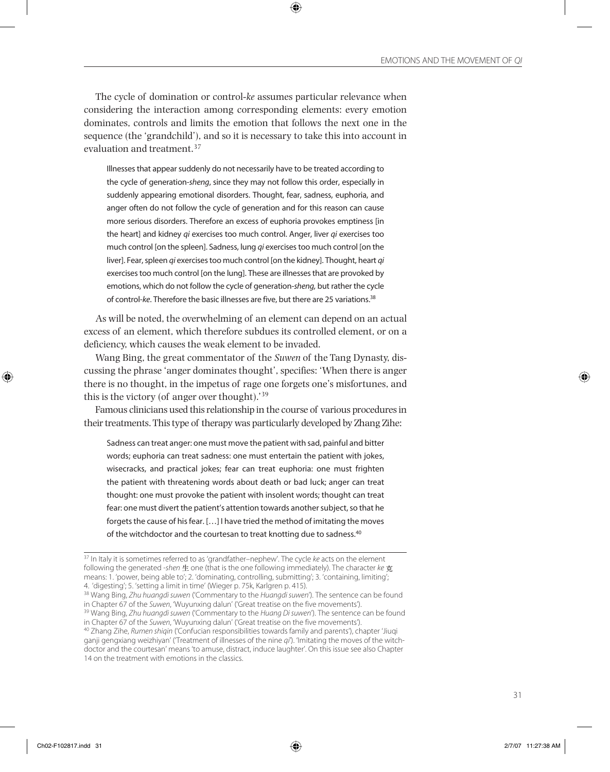The cycle of domination or control-*ke* assumes particular relevance when considering the interaction among corresponding elements: every emotion dominates, controls and limits the emotion that follows the next one in the sequence (the 'grandchild'), and so it is necessary to take this into account in evaluation and treatment.[37]

> Illnesses that appear suddenly do not necessarily have to be treated according to the cycle of generation-*sheng*, since they may not follow this order, especially in suddenly appearing emotional disorders. Thought, fear, sadness, euphoria, and anger often do not follow the cycle of generation and for this reason can cause more serious disorders. Therefore an excess of euphoria provokes emptiness [in the heart] and kidney *qi* exercises too much control. Anger, liver *qi* exercises too much control [on the spleen]. Sadness, lung *qi* exercises too much control [on the liver]. Fear, spleen *qi* exercises too much control [on the kidney]. Thought, heart *qi* exercises too much control [on the lung]. These are illnesses that are provoked by emotions, which do not follow the cycle of generation-*sheng*, but rather the cycle of control-*ke*. Therefore the basic illnesses are five, but there are 25 variations.[38]

As will be noted, the overwhelming of an element can depend on an actual excess of an element, which therefore subdues its controlled element, or on a deficiency, which causes the weak element to be invaded.

Wang Bing, the great commentator of the *Suwen* of the Tang Dynasty, discussing the phrase 'anger dominates thought', specifies: 'When there is anger there is no thought, in the impetus of rage one forgets one's misfortunes, and this is the victory (of anger over thought).'[39]

Famous clinicians used this relationship in the course of various procedures in their treatments. This type of therapy was particularly developed by Zhang Zihe:

> Sadness can treat anger: one must move the patient with sad, painful and bitter words; euphoria can treat sadness: one must entertain the patient with jokes, wisecracks, and practical jokes; fear can treat euphoria: one must frighten the patient with threatening words about death or bad luck; anger can treat thought: one must provoke the patient with insolent words; thought can treat fear: one must divert the patient's attention towards another subject, so that he forgets the cause of his fear. […] I have tried the method of imitating the moves of the witchdoctor and the courtesan to treat knotting due to sadness.[40]

---

[37] In Italy it is sometimes referred to as 'grandfather–nephew'. The cycle *ke* acts on the element following the generated -*shen* 生 one (that is the one following immediately). The character *ke* 克 means: 1. 'power, being able to'; 2. 'dominating, controlling, submitting'; 3. 'containing, limiting'; 4. 'digesting'; 5. 'setting a limit in time' (Wieger p. 75k, Karlgren p. 415).

[38] Wang Bing, *Zhu huangdi suwen* ('Commentary to the *Huangdi suwen*'). The sentence can be found in Chapter 67 of the *Suwen*, 'Wuyunxing dalun' ('Great treatise on the five movements').

[39] Wang Bing, *Zhu huangdi suwen* ('Commentary to the *Huang Di suwen*'). The sentence can be found in Chapter 67 of the *Suwen*, 'Wuyunxing dalun' ('Great treatise on the five movements').

[40] Zhang Zihe, *Rumen shiqin* ('Confucian responsibilities towards family and parents'), chapter 'Jiuqi ganji gengxiang weizhiyan' ('Treatment of illnesses of the nine *qi*'). 'Imitating the moves of the witch-doctor and the courtesan' means 'to amuse, distract, induce laughter'. On this issue see also Chapter 14 on the treatment with emotions in the classics.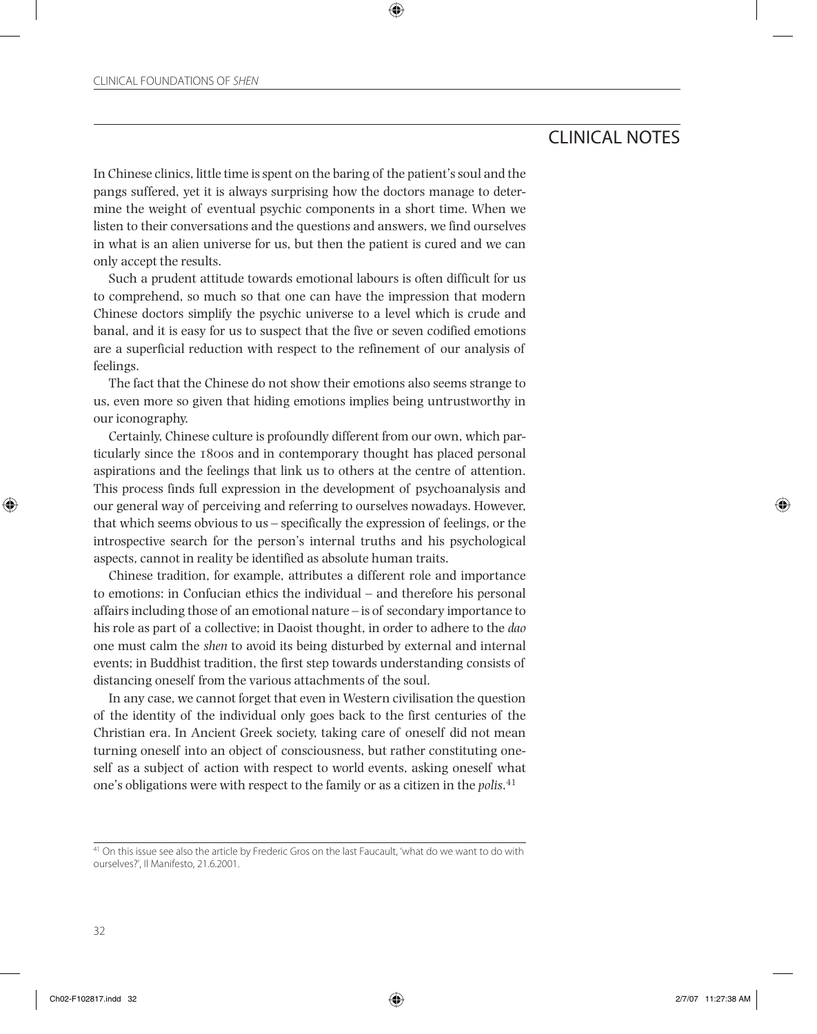## CLINICAL NOTES

In Chinese clinics, little time is spent on the baring of the patient's soul and the pangs suffered, yet it is always surprising how the doctors manage to determine the weight of eventual psychic components in a short time. When we listen to their conversations and the questions and answers, we find ourselves in what is an alien universe for us, but then the patient is cured and we can only accept the results.

Such a prudent attitude towards emotional labours is often difficult for us to comprehend, so much so that one can have the impression that modern Chinese doctors simplify the psychic universe to a level which is crude and banal, and it is easy for us to suspect that the five or seven codified emotions are a superficial reduction with respect to the refinement of our analysis of feelings.

The fact that the Chinese do not show their emotions also seems strange to us, even more so given that hiding emotions implies being untrustworthy in our iconography.

Certainly, Chinese culture is profoundly different from our own, which particularly since the 1800s and in contemporary thought has placed personal aspirations and the feelings that link us to others at the centre of attention. This process finds full expression in the development of psychoanalysis and our general way of perceiving and referring to ourselves nowadays. However, that which seems obvious to us – specifically the expression of feelings, or the introspective search for the person's internal truths and his psychological aspects, cannot in reality be identified as absolute human traits.

Chinese tradition, for example, attributes a different role and importance to emotions: in Confucian ethics the individual – and therefore his personal affairs including those of an emotional nature – is of secondary importance to his role as part of a collective; in Daoist thought, in order to adhere to the *dao* one must calm the *shen* to avoid its being disturbed by external and internal events; in Buddhist tradition, the first step towards understanding consists of distancing oneself from the various attachments of the soul.

In any case, we cannot forget that even in Western civilisation the question of the identity of the individual only goes back to the first centuries of the Christian era. In Ancient Greek society, taking care of oneself did not mean turning oneself into an object of consciousness, but rather constituting oneself as a subject of action with respect to world events, asking oneself what one's obligations were with respect to the family or as a citizen in the *polis*.[41]

---

[41] On this issue see also the article by Frederic Gros on the last Faucault, 'what do we want to do with ourselves?', Il Manifesto, 21.6.2001.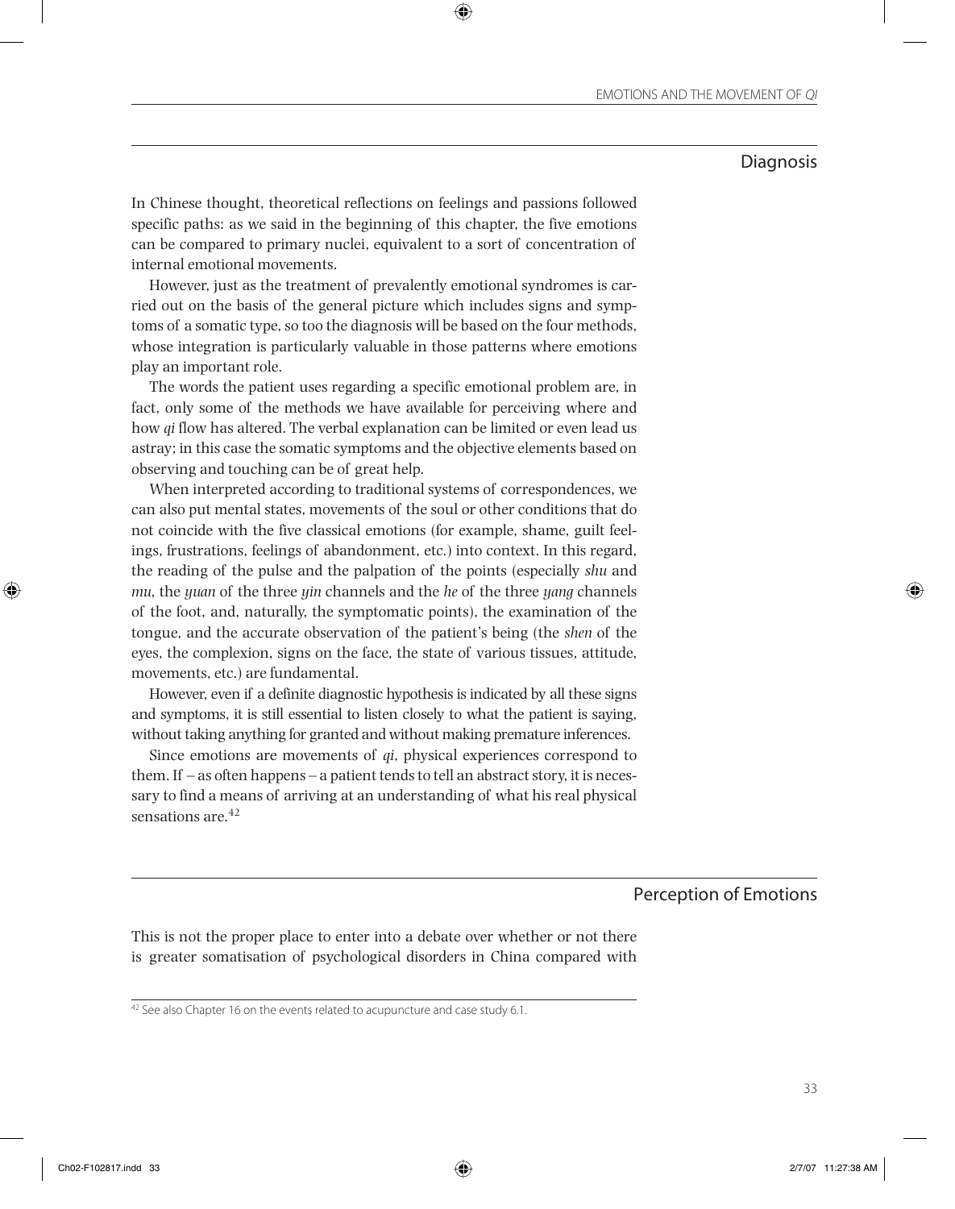## Diagnosis

In Chinese thought, theoretical reflections on feelings and passions followed specific paths: as we said in the beginning of this chapter, the five emotions can be compared to primary nuclei, equivalent to a sort of concentration of internal emotional movements.

However, just as the treatment of prevalently emotional syndromes is carried out on the basis of the general picture which includes signs and symptoms of a somatic type, so too the diagnosis will be based on the four methods, whose integration is particularly valuable in those patterns where emotions play an important role.

The words the patient uses regarding a specific emotional problem are, in fact, only some of the methods we have available for perceiving where and how *qi* flow has altered. The verbal explanation can be limited or even lead us astray; in this case the somatic symptoms and the objective elements based on observing and touching can be of great help.

When interpreted according to traditional systems of correspondences, we can also put mental states, movements of the soul or other conditions that do not coincide with the five classical emotions (for example, shame, guilt feelings, frustrations, feelings of abandonment, etc.) into context. In this regard, the reading of the pulse and the palpation of the points (especially *shu* and *mu*, the *yuan* of the three *yin* channels and the *he* of the three *yang* channels of the foot, and, naturally, the symptomatic points), the examination of the tongue, and the accurate observation of the patient's being (the *shen* of the eyes, the complexion, signs on the face, the state of various tissues, attitude, movements, etc.) are fundamental.

However, even if a definite diagnostic hypothesis is indicated by all these signs and symptoms, it is still essential to listen closely to what the patient is saying, without taking anything for granted and without making premature inferences.

Since emotions are movements of *qi*, physical experiences correspond to them. If – as often happens – a patient tends to tell an abstract story, it is necessary to find a means of arriving at an understanding of what his real physical sensations are.[42]

## Perception of Emotions

This is not the proper place to enter into a debate over whether or not there is greater somatisation of psychological disorders in China compared with

[42] See also Chapter 16 on the events related to acupuncture and case study 6.1.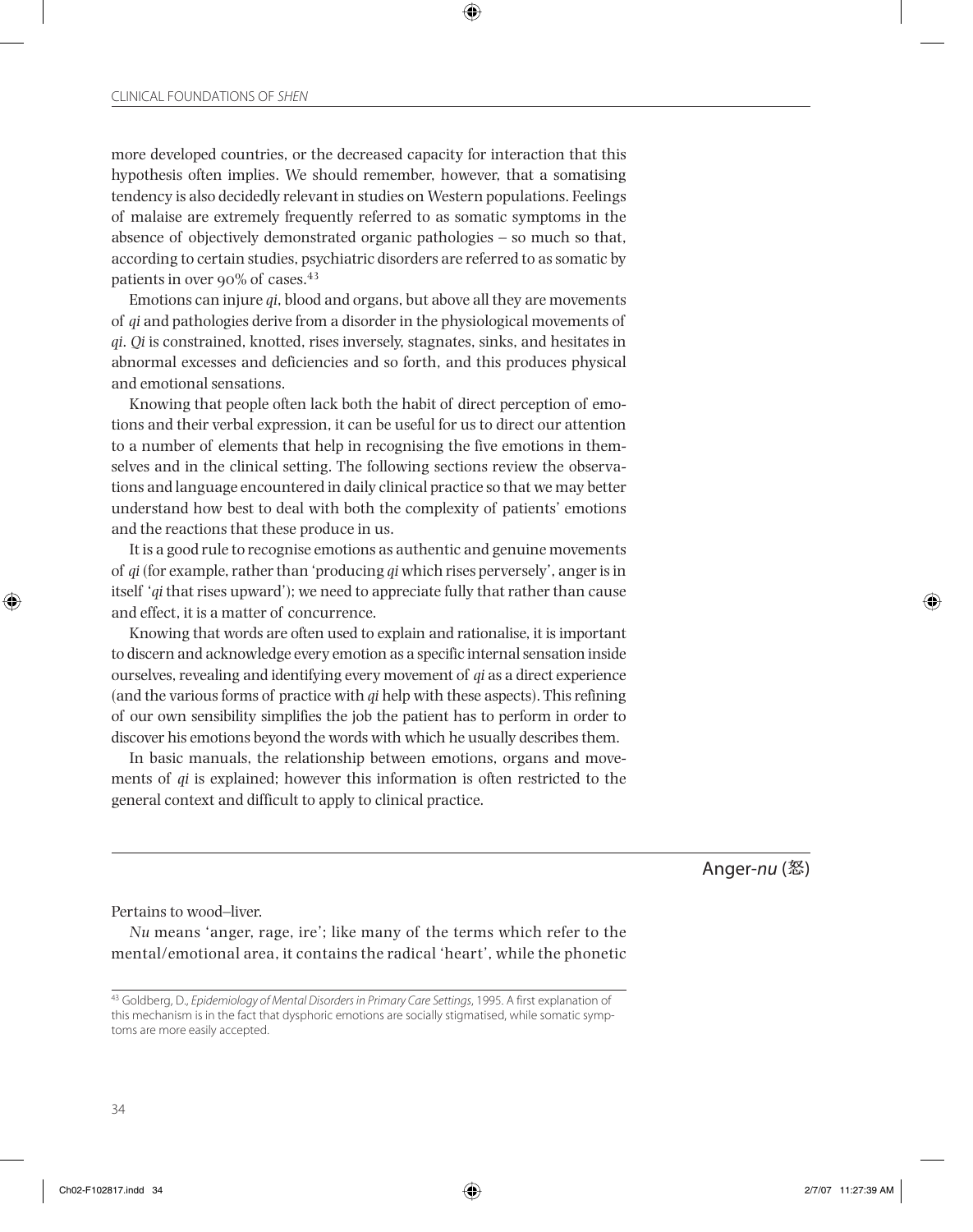more developed countries, or the decreased capacity for interaction that this hypothesis often implies. We should remember, however, that a somatising tendency is also decidedly relevant in studies on Western populations. Feelings of malaise are extremely frequently referred to as somatic symptoms in the absence of objectively demonstrated organic pathologies – so much so that, according to certain studies, psychiatric disorders are referred to as somatic by patients in over 90% of cases.[43]

Emotions can injure *qi*, blood and organs, but above all they are movements of *qi* and pathologies derive from a disorder in the physiological movements of *qi*. *Qi* is constrained, knotted, rises inversely, stagnates, sinks, and hesitates in abnormal excesses and deficiencies and so forth, and this produces physical and emotional sensations.

Knowing that people often lack both the habit of direct perception of emotions and their verbal expression, it can be useful for us to direct our attention to a number of elements that help in recognising the five emotions in themselves and in the clinical setting. The following sections review the observations and language encountered in daily clinical practice so that we may better understand how best to deal with both the complexity of patients' emotions and the reactions that these produce in us.

It is a good rule to recognise emotions as authentic and genuine movements of *qi* (for example, rather than 'producing *qi* which rises perversely', anger is in itself '*qi* that rises upward'); we need to appreciate fully that rather than cause and effect, it is a matter of concurrence.

Knowing that words are often used to explain and rationalise, it is important to discern and acknowledge every emotion as a specific internal sensation inside ourselves, revealing and identifying every movement of *qi* as a direct experience (and the various forms of practice with *qi* help with these aspects). This refining of our own sensibility simplifies the job the patient has to perform in order to discover his emotions beyond the words with which he usually describes them.

In basic manuals, the relationship between emotions, organs and movements of *qi* is explained; however this information is often restricted to the general context and difficult to apply to clinical practice.

## Anger-*nu* (怒)

Pertains to wood–liver.

*Nu* means 'anger, rage, ire'; like many of the terms which refer to the mental/emotional area, it contains the radical 'heart', while the phonetic

---

[43] Goldberg, D., *Epidemiology of Mental Disorders in Primary Care Settings*, 1995. A first explanation of this mechanism is in the fact that dysphoric emotions are socially stigmatised, while somatic symptoms are more easily accepted.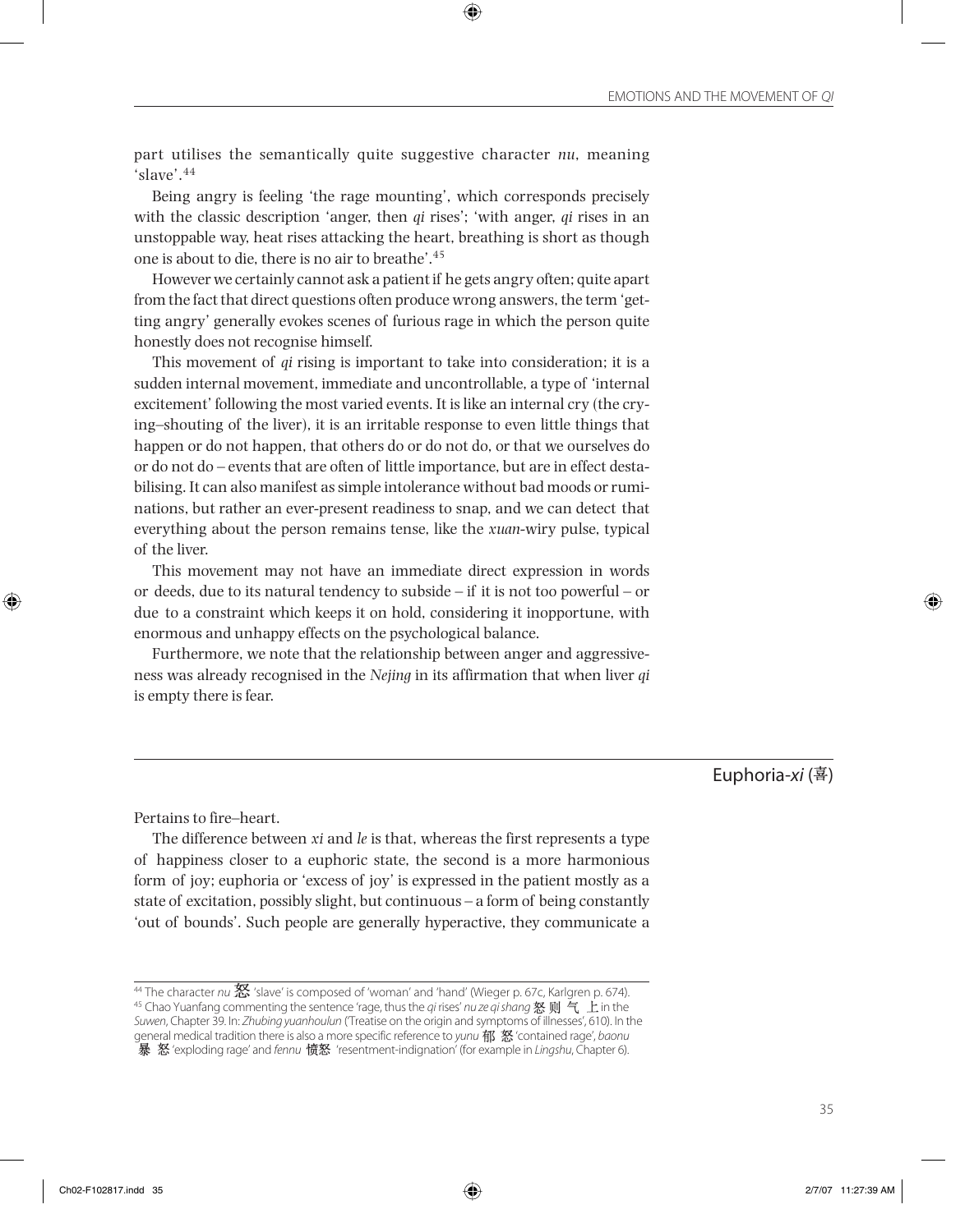part utilises the semantically quite suggestive character *nu*, meaning 'slave'.[44]

Being angry is feeling 'the rage mounting', which corresponds precisely with the classic description 'anger, then *qi* rises'; 'with anger, *qi* rises in an unstoppable way, heat rises attacking the heart, breathing is short as though one is about to die, there is no air to breathe'.[45]

However we certainly cannot ask a patient if he gets angry often; quite apart from the fact that direct questions often produce wrong answers, the term 'getting angry' generally evokes scenes of furious rage in which the person quite honestly does not recognise himself.

This movement of *qi* rising is important to take into consideration; it is a sudden internal movement, immediate and uncontrollable, a type of 'internal excitement' following the most varied events. It is like an internal cry (the crying–shouting of the liver), it is an irritable response to even little things that happen or do not happen, that others do or do not do, or that we ourselves do or do not do – events that are often of little importance, but are in effect destabilising. It can also manifest as simple intolerance without bad moods or ruminations, but rather an ever-present readiness to snap, and we can detect that everything about the person remains tense, like the *xuan*-wiry pulse, typical of the liver.

This movement may not have an immediate direct expression in words or deeds, due to its natural tendency to subside – if it is not too powerful – or due to a constraint which keeps it on hold, considering it inopportune, with enormous and unhappy effects on the psychological balance.

Furthermore, we note that the relationship between anger and aggressiveness was already recognised in the *Nejing* in its affirmation that when liver *qi* is empty there is fear.

## Euphoria-*xi* (喜)

Pertains to fire–heart.

The difference between *xi* and *le* is that, whereas the first represents a type of happiness closer to a euphoric state, the second is a more harmonious form of joy; euphoria or 'excess of joy' is expressed in the patient mostly as a state of excitation, possibly slight, but continuous – a form of being constantly 'out of bounds'. Such people are generally hyperactive, they communicate a

---

[44] The character *nu* 怒 'slave' is composed of 'woman' and 'hand' (Wieger p. 67c, Karlgren p. 674).

[45] Chao Yuanfang commenting the sentence 'rage, thus the *qi* rises' *nu ze qi shang* 怒 则 气 上 in the *Suwen*, Chapter 39. In: *Zhubing yuanhoulun* ('Treatise on the origin and symptoms of illnesses', 610). In the general medical tradition there is also a more specific reference to *yunu* 郁 怒 'contained rage', *baonu* 暴 怒 'exploding rage' and *fennu* 愤怒 'resentment-indignation' (for example in *Lingshu*, Chapter 6).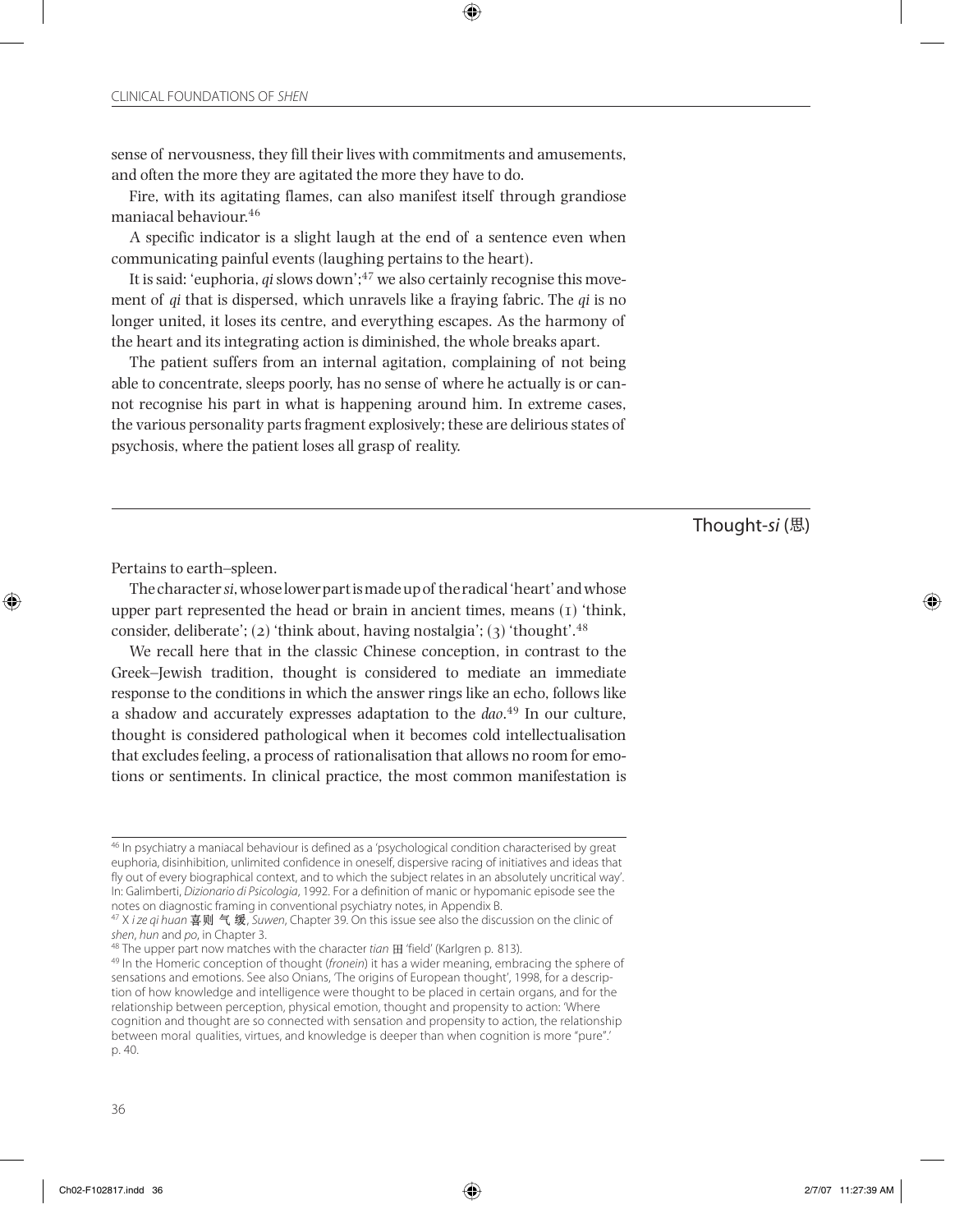sense of nervousness, they fill their lives with commitments and amusements, and often the more they are agitated the more they have to do.

Fire, with its agitating flames, can also manifest itself through grandiose maniacal behaviour.[46]

A specific indicator is a slight laugh at the end of a sentence even when communicating painful events (laughing pertains to the heart).

It is said: 'euphoria, *qi* slows down';[47] we also certainly recognise this movement of *qi* that is dispersed, which unravels like a fraying fabric. The *qi* is no longer united, it loses its centre, and everything escapes. As the harmony of the heart and its integrating action is diminished, the whole breaks apart.

The patient suffers from an internal agitation, complaining of not being able to concentrate, sleeps poorly, has no sense of where he actually is or cannot recognise his part in what is happening around him. In extreme cases, the various personality parts fragment explosively; these are delirious states of psychosis, where the patient loses all grasp of reality.

## Thought-*si* (思)

Pertains to earth–spleen.

The character *si*, whose lower part is made up of the radical 'heart' and whose upper part represented the head or brain in ancient times, means (1) 'think, consider, deliberate'; (2) 'think about, having nostalgia'; (3) 'thought'.[48]

We recall here that in the classic Chinese conception, in contrast to the Greek–Jewish tradition, thought is considered to mediate an immediate response to the conditions in which the answer rings like an echo, follows like a shadow and accurately expresses adaptation to the *dao*.[49] In our culture, thought is considered pathological when it becomes cold intellectualisation that excludes feeling, a process of rationalisation that allows no room for emotions or sentiments. In clinical practice, the most common manifestation is

---

[46] In psychiatry a maniacal behaviour is defined as a 'psychological condition characterised by great euphoria, disinhibition, unlimited confidence in oneself, dispersive racing of initiatives and ideas that fly out of every biographical context, and to which the subject relates in an absolutely uncritical way'. In: Galimberti, *Dizionario di Psicologia*, 1992. For a definition of manic or hypomanic episode see the notes on diagnostic framing in conventional psychiatry notes, in Appendix B.

[47] X *i ze qi huan* 喜则 气 缓, *Suwen*, Chapter 39. On this issue see also the discussion on the clinic of *shen*, *hun* and *po*, in Chapter 3.

[48] The upper part now matches with the character *tian* 田 'field' (Karlgren p. 813).

[49] In the Homeric conception of thought (*fronein*) it has a wider meaning, embracing the sphere of sensations and emotions. See also Onians, 'The origins of European thought', 1998, for a description of how knowledge and intelligence were thought to be placed in certain organs, and for the relationship between perception, physical emotion, thought and propensity to action: 'Where cognition and thought are so connected with sensation and propensity to action, the relationship between moral qualities, virtues, and knowledge is deeper than when cognition is more "pure".' p. 40.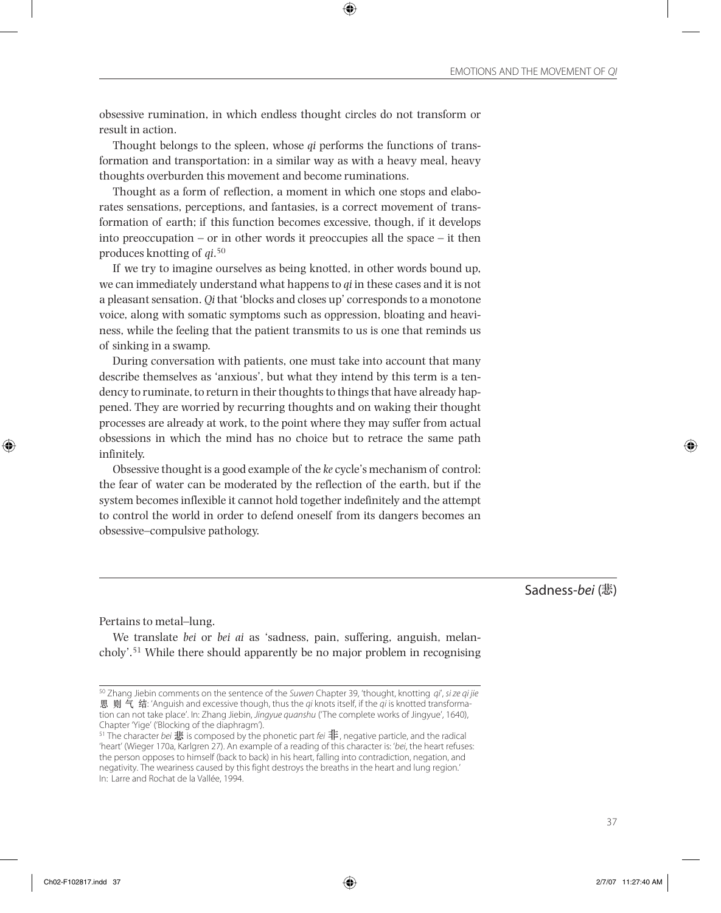obsessive rumination, in which endless thought circles do not transform or result in action.

Thought belongs to the spleen, whose *qi* performs the functions of transformation and transportation: in a similar way as with a heavy meal, heavy thoughts overburden this movement and become ruminations.

Thought as a form of reflection, a moment in which one stops and elaborates sensations, perceptions, and fantasies, is a correct movement of transformation of earth; if this function becomes excessive, though, if it develops into preoccupation – or in other words it preoccupies all the space – it then produces knotting of *qi*.[50]

If we try to imagine ourselves as being knotted, in other words bound up, we can immediately understand what happens to *qi* in these cases and it is not a pleasant sensation. *Qi* that 'blocks and closes up' corresponds to a monotone voice, along with somatic symptoms such as oppression, bloating and heaviness, while the feeling that the patient transmits to us is one that reminds us of sinking in a swamp.

During conversation with patients, one must take into account that many describe themselves as 'anxious', but what they intend by this term is a tendency to ruminate, to return in their thoughts to things that have already happened. They are worried by recurring thoughts and on waking their thought processes are already at work, to the point where they may suffer from actual obsessions in which the mind has no choice but to retrace the same path infinitely.

Obsessive thought is a good example of the *ke* cycle's mechanism of control: the fear of water can be moderated by the reflection of the earth, but if the system becomes inflexible it cannot hold together indefinitely and the attempt to control the world in order to defend oneself from its dangers becomes an obsessive–compulsive pathology.

## Sadness-*bei* (悲)

Pertains to metal–lung.

We translate *bei* or *bei ai* as 'sadness, pain, suffering, anguish, melancholy'.[51] While there should apparently be no major problem in recognising

---

[50] Zhang Jiebin comments on the sentence of the *Suwen* Chapter 39, 'thought, knotting *qi*', *si ze qi jie* 思 则 气 结: 'Anguish and excessive though, thus the *qi* knots itself, if the *qi* is knotted transformation can not take place'. In: Zhang Jiebin, *Jingyue quanshu* ('The complete works of Jingyue', 1640), Chapter 'Yige' ('Blocking of the diaphragm').

[51] The character *bei* 悲 is composed by the phonetic part *fei* 非, negative particle, and the radical 'heart' (Wieger 170a, Karlgren 27). An example of a reading of this character is: '*bei*, the heart refuses: the person opposes to himself (back to back) in his heart, falling into contradiction, negation, and negativity. The weariness caused by this fight destroys the breaths in the heart and lung region.' In: Larre and Rochat de la Vallée, 1994.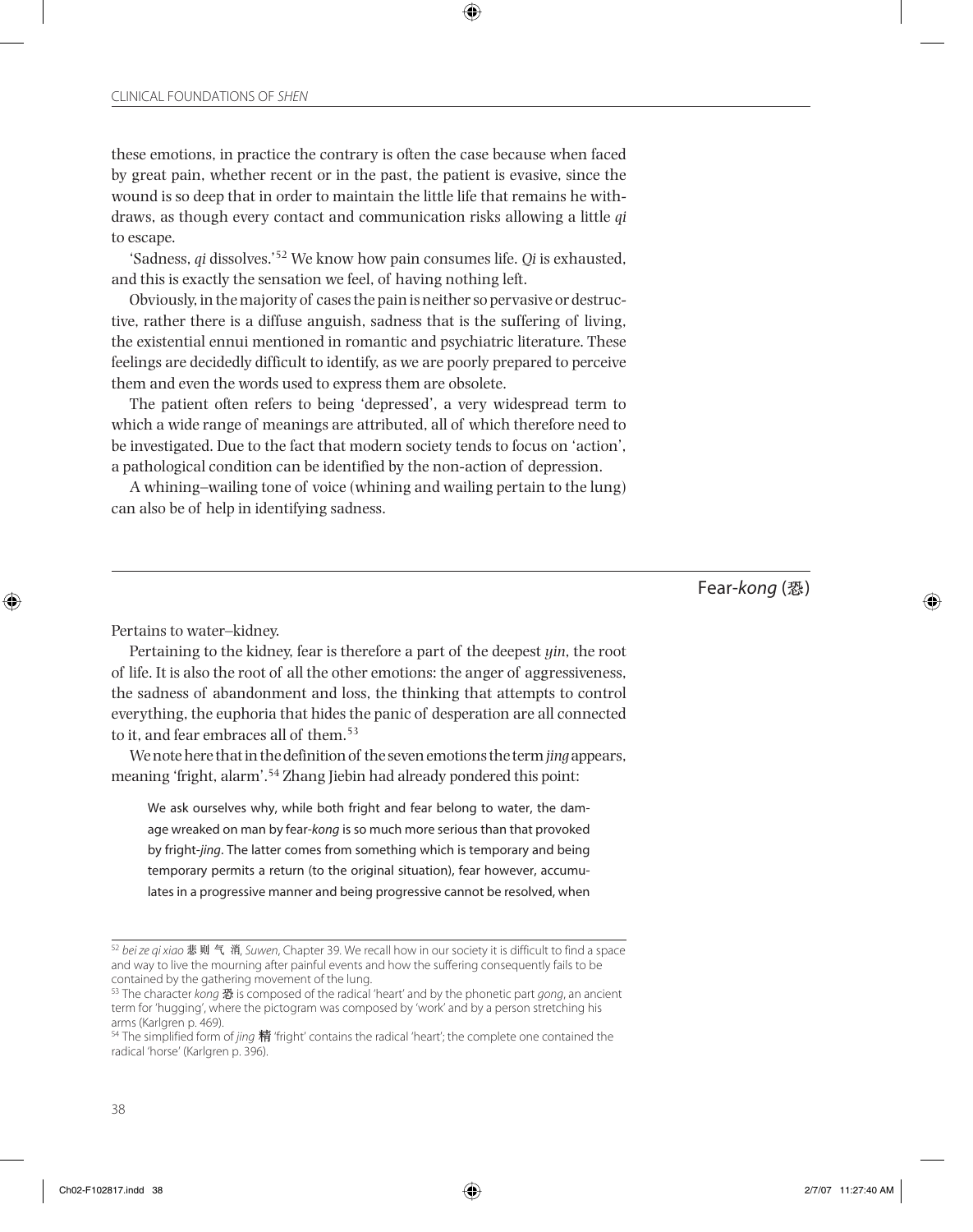these emotions, in practice the contrary is often the case because when faced by great pain, whether recent or in the past, the patient is evasive, since the wound is so deep that in order to maintain the little life that remains he withdraws, as though every contact and communication risks allowing a little *qi* to escape.

'Sadness, *qi* dissolves.'[52] We know how pain consumes life. *Qi* is exhausted, and this is exactly the sensation we feel, of having nothing left.

Obviously, in the majority of cases the pain is neither so pervasive or destructive, rather there is a diffuse anguish, sadness that is the suffering of living, the existential ennui mentioned in romantic and psychiatric literature. These feelings are decidedly difficult to identify, as we are poorly prepared to perceive them and even the words used to express them are obsolete.

The patient often refers to being 'depressed', a very widespread term to which a wide range of meanings are attributed, all of which therefore need to be investigated. Due to the fact that modern society tends to focus on 'action', a pathological condition can be identified by the non-action of depression.

A whining–wailing tone of voice (whining and wailing pertain to the lung) can also be of help in identifying sadness.

## Fear-*kong* (恐)

Pertains to water–kidney.

Pertaining to the kidney, fear is therefore a part of the deepest *yin*, the root of life. It is also the root of all the other emotions: the anger of aggressiveness, the sadness of abandonment and loss, the thinking that attempts to control everything, the euphoria that hides the panic of desperation are all connected to it, and fear embraces all of them.[53]

We note here that in the definition of the seven emotions the term *jing* appears, meaning 'fright, alarm'.[54] Zhang Jiebin had already pondered this point:

> We ask ourselves why, while both fright and fear belong to water, the damage wreaked on man by fear-*kong* is so much more serious than that provoked by fright-*jing*. The latter comes from something which is temporary and being temporary permits a return (to the original situation), fear however, accumulates in a progressive manner and being progressive cannot be resolved, when

---

[52] *bei ze qi xiao* 悲 则 气 消, *Suwen*, Chapter 39. We recall how in our society it is difficult to find a space and way to live the mourning after painful events and how the suffering consequently fails to be contained by the gathering movement of the lung.

[53] The character *kong* 恐 is composed of the radical 'heart' and by the phonetic part *gong*, an ancient term for 'hugging', where the pictogram was composed by 'work' and by a person stretching his arms (Karlgren p. 469).

[54] The simplified form of *jing* 精 'fright' contains the radical 'heart'; the complete one contained the radical 'horse' (Karlgren p. 396).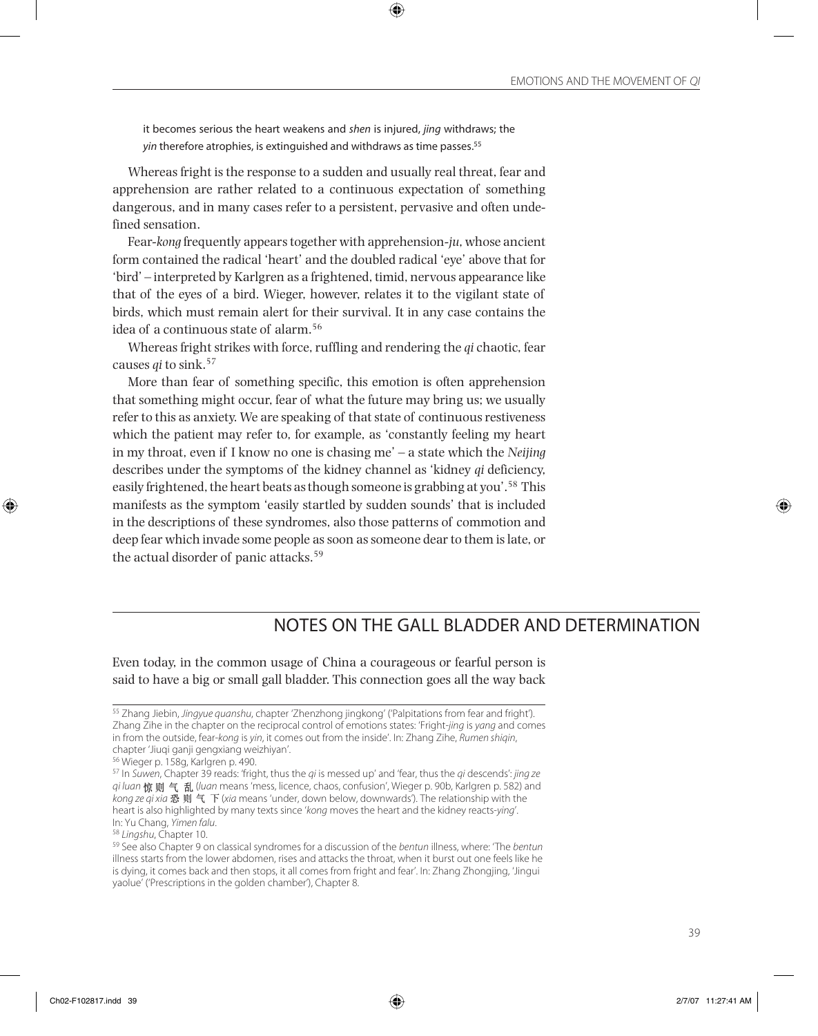it becomes serious the heart weakens and *shen* is injured, *jing* withdraws; the *yin* therefore atrophies, is extinguished and withdraws as time passes.[55]

Whereas fright is the response to a sudden and usually real threat, fear and apprehension are rather related to a continuous expectation of something dangerous, and in many cases refer to a persistent, pervasive and often undefined sensation.

Fear-*kong* frequently appears together with apprehension-*ju*, whose ancient form contained the radical 'heart' and the doubled radical 'eye' above that for 'bird' – interpreted by Karlgren as a frightened, timid, nervous appearance like that of the eyes of a bird. Wieger, however, relates it to the vigilant state of birds, which must remain alert for their survival. It in any case contains the idea of a continuous state of alarm.[56]

Whereas fright strikes with force, ruffling and rendering the *qi* chaotic, fear causes *qi* to sink.[57]

More than fear of something specific, this emotion is often apprehension that something might occur, fear of what the future may bring us; we usually refer to this as anxiety. We are speaking of that state of continuous restiveness which the patient may refer to, for example, as 'constantly feeling my heart in my throat, even if I know no one is chasing me' – a state which the *Neijing* describes under the symptoms of the kidney channel as 'kidney *qi* deficiency, easily frightened, the heart beats as though someone is grabbing at you'.[58] This manifests as the symptom 'easily startled by sudden sounds' that is included in the descriptions of these syndromes, also those patterns of commotion and deep fear which invade some people as soon as someone dear to them is late, or the actual disorder of panic attacks.[59]

## NOTES ON THE GALL BLADDER AND DETERMINATION

Even today, in the common usage of China a courageous or fearful person is said to have a big or small gall bladder. This connection goes all the way back

---

[55] Zhang Jiebin, *Jingyue quanshu*, chapter 'Zhenzhong jingkong' ('Palpitations from fear and fright'). Zhang Zihe in the chapter on the reciprocal control of emotions states: 'Fright-*jing* is *yang* and comes in from the outside, fear-*kong* is *yin*, it comes out from the inside'. In: Zhang Zihe, *Rumen shiqin*, chapter 'Jiuqi ganji gengxiang weizhiyan'.

[56] Wieger p. 158g, Karlgren p. 490.

[57] In *Suwen*, Chapter 39 reads: 'fright, thus the *qi* is messed up' and 'fear, thus the *qi* descends': *jing ze qi luan* 惊 则 气 乱 (*luan* means 'mess, licence, chaos, confusion', Wieger p. 90b, Karlgren p. 582) and *kong ze qi xia* 恐 则 气 下 (*xia* means 'under, down below, downwards'). The relationship with the heart is also highlighted by many texts since '*kong* moves the heart and the kidney reacts-*ying*'. In: Yu Chang, *Yimen falu*.

[58] *Lingshu*, Chapter 10.

[59] See also Chapter 9 on classical syndromes for a discussion of the *bentun* illness, where: 'The *bentun* illness starts from the lower abdomen, rises and attacks the throat, when it burst out one feels like he is dying, it comes back and then stops, it all comes from fright and fear'. In: Zhang Zhongjing, 'Jingui yaolue' ('Prescriptions in the golden chamber'), Chapter 8.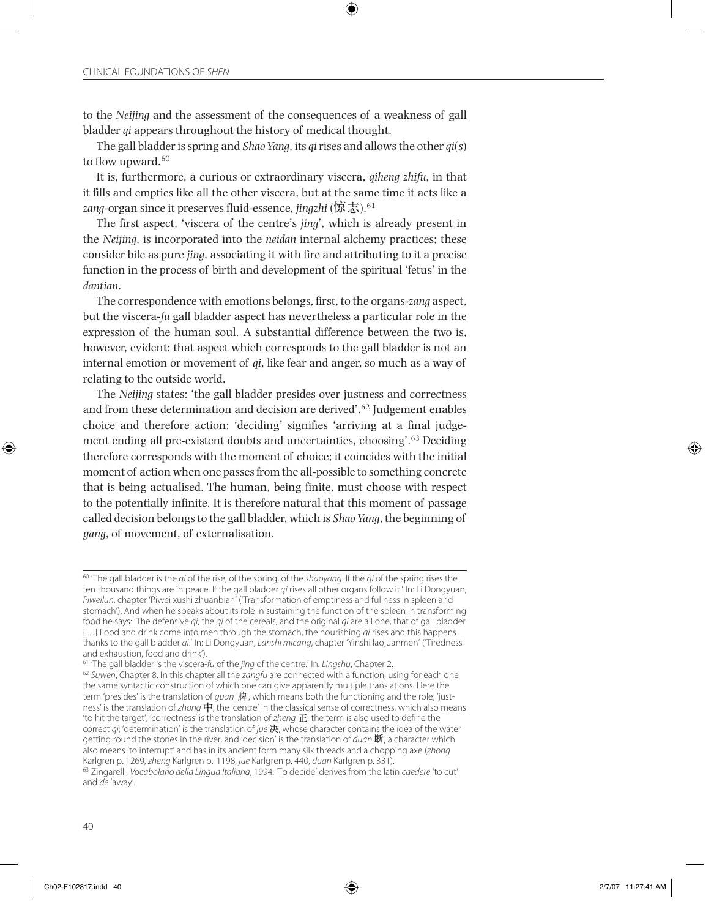to the *Neijing* and the assessment of the consequences of a weakness of gall bladder *qi* appears throughout the history of medical thought.

The gall bladder is spring and *Shao Yang*, its *qi* rises and allows the other *qi*(*s*) to flow upward.[60]

It is, furthermore, a curious or extraordinary viscera, *qiheng zhifu*, in that it fills and empties like all the other viscera, but at the same time it acts like a *zang*-organ since it preserves fluid-essence, *jingzhi* (惊志).[61]

The first aspect, 'viscera of the centre's *jing*', which is already present in the *Neijing*, is incorporated into the *neidan* internal alchemy practices; these consider bile as pure *jing*, associating it with fire and attributing to it a precise function in the process of birth and development of the spiritual 'fetus' in the *dantian*.

The correspondence with emotions belongs, first, to the organs-*zang* aspect, but the viscera-*fu* gall bladder aspect has nevertheless a particular role in the expression of the human soul. A substantial difference between the two is, however, evident: that aspect which corresponds to the gall bladder is not an internal emotion or movement of *qi*, like fear and anger, so much as a way of relating to the outside world.

The *Neijing* states: 'the gall bladder presides over justness and correctness and from these determination and decision are derived'.[62] Judgement enables choice and therefore action; 'deciding' signifies 'arriving at a final judgement ending all pre-existent doubts and uncertainties, choosing'.[63] Deciding therefore corresponds with the moment of choice; it coincides with the initial moment of action when one passes from the all-possible to something concrete that is being actualised. The human, being finite, must choose with respect to the potentially infinite. It is therefore natural that this moment of passage called decision belongs to the gall bladder, which is *Shao Yang*, the beginning of *yang*, of movement, of externalisation.

---

[60] 'The gall bladder is the *qi* of the rise, of the spring, of the *shaoyang*. If the *qi* of the spring rises the ten thousand things are in peace. If the gall bladder *qi* rises all other organs follow it.' In: Li Dongyuan, *Piweilun*, chapter 'Piwei xushi zhuanbian' ('Transformation of emptiness and fullness in spleen and stomach'). And when he speaks about its role in sustaining the function of the spleen in transforming food he says: 'The defensive *qi*, the *qi* of the cereals, and the original *qi* are all one, that of gall bladder [...] Food and drink come into men through the stomach, the nourishing *qi* rises and this happens thanks to the gall bladder *qi*.' In: Li Dongyuan, *Lanshi micang*, chapter 'Yinshi laojuanmen' ('Tiredness and exhaustion, food and drink').

[61] 'The gall bladder is the viscera-*fu* of the *jing* of the centre.' In: *Lingshu*, Chapter 2.

[62] *Suwen*, Chapter 8. In this chapter all the *zangfu* are connected with a function, using for each one the same syntactic construction of which one can give apparently multiple translations. Here the term 'presides' is the translation of *guan* 脾, which means both the functioning and the role; 'justness' is the translation of *zhong* 中, the 'centre' in the classical sense of correctness, which also means 'to hit the target'; 'correctness' is the translation of *zheng* 正, the term is also used to define the correct *qi*; 'determination' is the translation of *jue* 决, whose character contains the idea of the water getting round the stones in the river, and 'decision' is the translation of *duan* 断, a character which also means 'to interrupt' and has in its ancient form many silk threads and a chopping axe (*zhong* Karlgren p. 1269, *zheng* Karlgren p. 1198, *jue* Karlgren p. 440, *duan* Karlgren p. 331).

[63] Zingarelli, *Vocabolario della Lingua Italiana*, 1994. 'To decide' derives from the latin *caedere* 'to cut' and *de* 'away'.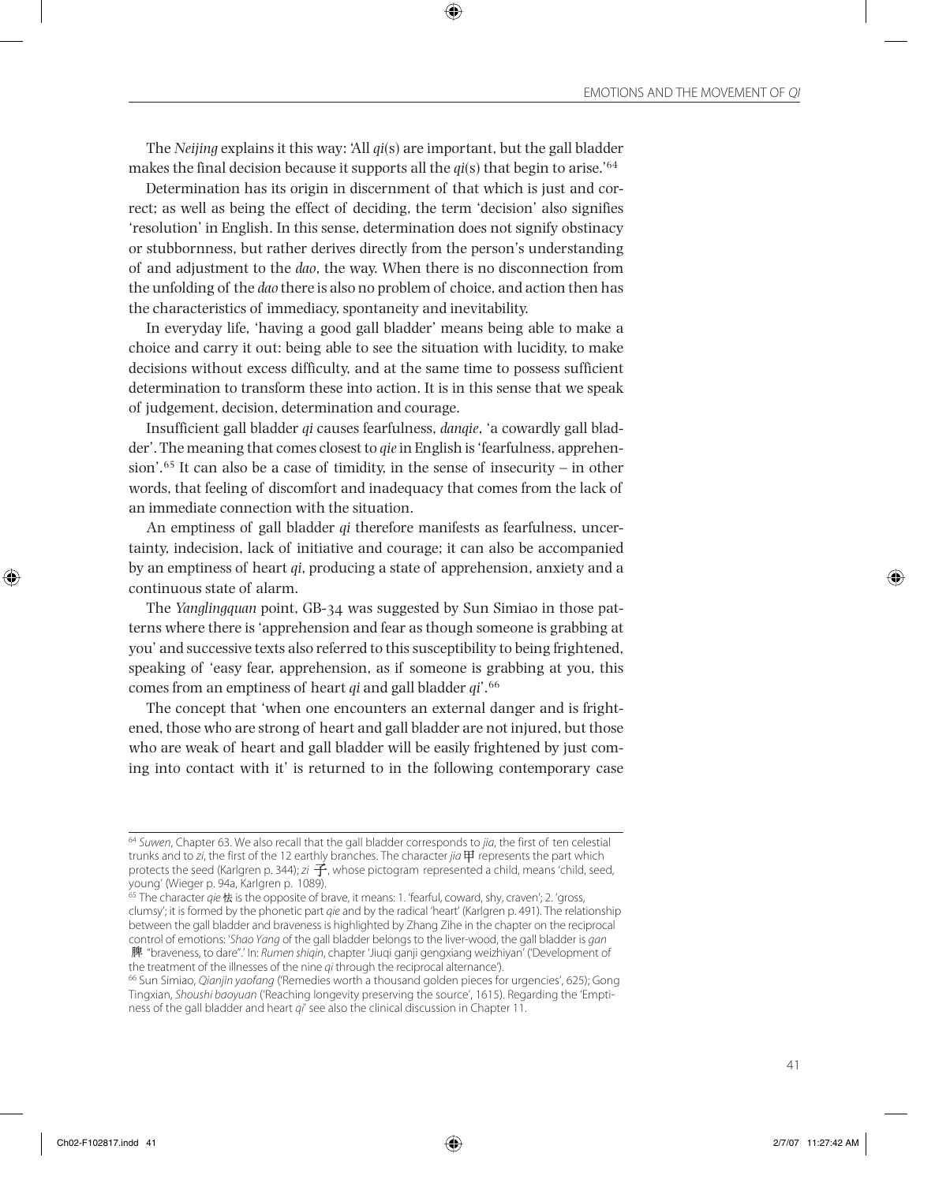The *Neijing* explains it this way: 'All *qi*(s) are important, but the gall bladder makes the final decision because it supports all the *qi*(s) that begin to arise.'[64]

Determination has its origin in discernment of that which is just and correct; as well as being the effect of deciding, the term 'decision' also signifies 'resolution' in English. In this sense, determination does not signify obstinacy or stubbornness, but rather derives directly from the person's understanding of and adjustment to the *dao*, the way. When there is no disconnection from the unfolding of the *dao* there is also no problem of choice, and action then has the characteristics of immediacy, spontaneity and inevitability.

In everyday life, 'having a good gall bladder' means being able to make a choice and carry it out: being able to see the situation with lucidity, to make decisions without excess difficulty, and at the same time to possess sufficient determination to transform these into action. It is in this sense that we speak of judgement, decision, determination and courage.

Insufficient gall bladder *qi* causes fearfulness, *danqie*, 'a cowardly gall bladder'. The meaning that comes closest to *qie* in English is 'fearfulness, apprehension'.[65] It can also be a case of timidity, in the sense of insecurity – in other words, that feeling of discomfort and inadequacy that comes from the lack of an immediate connection with the situation.

An emptiness of gall bladder *qi* therefore manifests as fearfulness, uncertainty, indecision, lack of initiative and courage; it can also be accompanied by an emptiness of heart *qi*, producing a state of apprehension, anxiety and a continuous state of alarm.

The *Yanglingquan* point, GB-34 was suggested by Sun Simiao in those patterns where there is 'apprehension and fear as though someone is grabbing at you' and successive texts also referred to this susceptibility to being frightened, speaking of 'easy fear, apprehension, as if someone is grabbing at you, this comes from an emptiness of heart *qi* and gall bladder *qi*'.[66]

The concept that 'when one encounters an external danger and is frightened, those who are strong of heart and gall bladder are not injured, but those who are weak of heart and gall bladder will be easily frightened by just coming into contact with it' is returned to in the following contemporary case

---

[64] *Suwen*, Chapter 63. We also recall that the gall bladder corresponds to *jia*, the first of ten celestial trunks and to *zi*, the first of the 12 earthly branches. The character *jia* 甲 represents the part which protects the seed (Karlgren p. 344); *zi* 子, whose pictogram represented a child, means 'child, seed, young' (Wieger p. 94a, Karlgren p. 1089).

[65] The character *qie* 怯 is the opposite of brave, it means: 1. 'fearful, coward, shy, craven'; 2. 'gross, clumsy'; it is formed by the phonetic part *qie* and by the radical 'heart' (Karlgren p. 491). The relationship between the gall bladder and braveness is highlighted by Zhang Zihe in the chapter on the reciprocal control of emotions: '*Shao Yang* of the gall bladder belongs to the liver-wood, the gall bladder is *gan* 敢 "braveness, to dare".' In: *Rumen shiqin*, chapter 'Jiuqi ganji gengxiang weizhiyan' ('Development of the treatment of the illnesses of the nine *qi* through the reciprocal alternance').

[66] Sun Simiao, *Qianjin yaofang* ('Remedies worth a thousand golden pieces for urgencies', 625); Gong Tingxian, *Shoushi baoyuan* ('Reaching longevity preserving the source', 1615). Regarding the 'Emptiness of the gall bladder and heart *qi*' see also the clinical discussion in Chapter 11.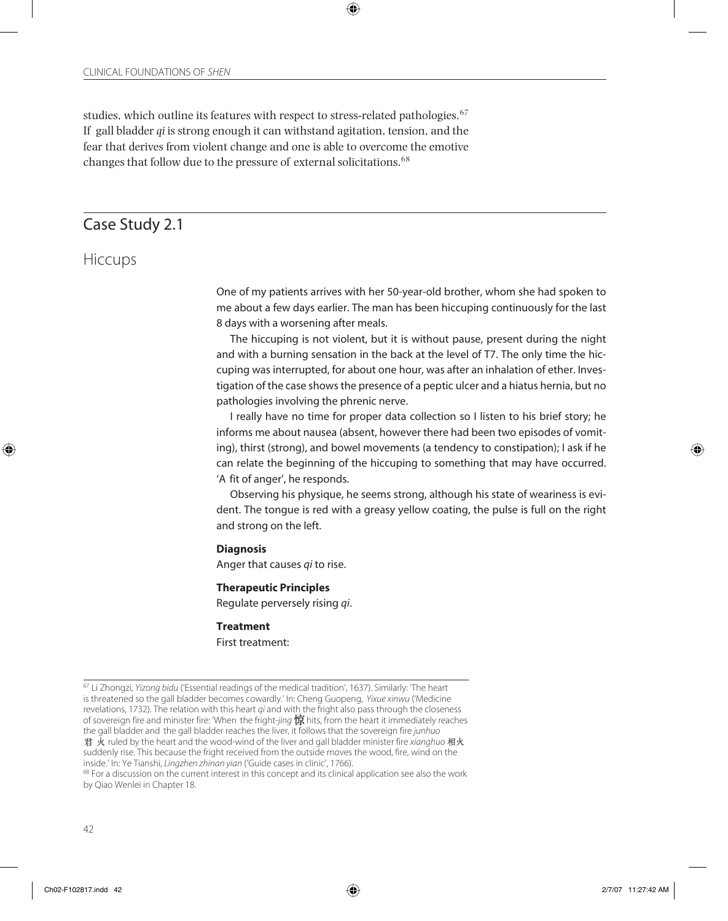studies, which outline its features with respect to stress-related pathologies.[67] If gall bladder *qi* is strong enough it can withstand agitation, tension, and the fear that derives from violent change and one is able to overcome the emotive changes that follow due to the pressure of external solicitations.[68]

## Case Study 2.1

### Hiccups

One of my patients arrives with her 50-year-old brother, whom she had spoken to me about a few days earlier. The man has been hiccuping continuously for the last 8 days with a worsening after meals.

The hiccuping is not violent, but it is without pause, present during the night and with a burning sensation in the back at the level of T7. The only time the hiccuping was interrupted, for about one hour, was after an inhalation of ether. Investigation of the case shows the presence of a peptic ulcer and a hiatus hernia, but no pathologies involving the phrenic nerve.

I really have no time for proper data collection so I listen to his brief story; he informs me about nausea (absent, however there had been two episodes of vomiting), thirst (strong), and bowel movements (a tendency to constipation); I ask if he can relate the beginning of the hiccuping to something that may have occurred. 'A fit of anger', he responds.

Observing his physique, he seems strong, although his state of weariness is evident. The tongue is red with a greasy yellow coating, the pulse is full on the right and strong on the left.

**Diagnosis**

Anger that causes *qi* to rise.

**Therapeutic Principles**

Regulate perversely rising *qi*.

**Treatment**

First treatment:

---

[67] Li Zhongzi, *Yizong bidu* ('Essential readings of the medical tradition', 1637). Similarly: 'The heart is threatened so the gall bladder becomes cowardly.' In: Cheng Guopeng, *Yixue xinwu* ('Medicine revelations, 1732). The relation with this heart *qi* and with the fright also pass through the closeness of sovereign fire and minister fire: 'When the fright-*jing* 惊 hits, from the heart it immediately reaches the gall bladder and the gall bladder reaches the liver, it follows that the sovereign fire *junhuo* 君火 ruled by the heart and the wood-wind of the liver and gall bladder minister fire *xianghuo* 相火 suddenly rise. This because the fright received from the outside moves the wood, fire, wind on the inside.' In: Ye Tianshi, *Lingzhen zhinan yian* ('Guide cases in clinic', 1766).

[68] For a discussion on the current interest in this concept and its clinical application see also the work by Qiao Wenlei in Chapter 18.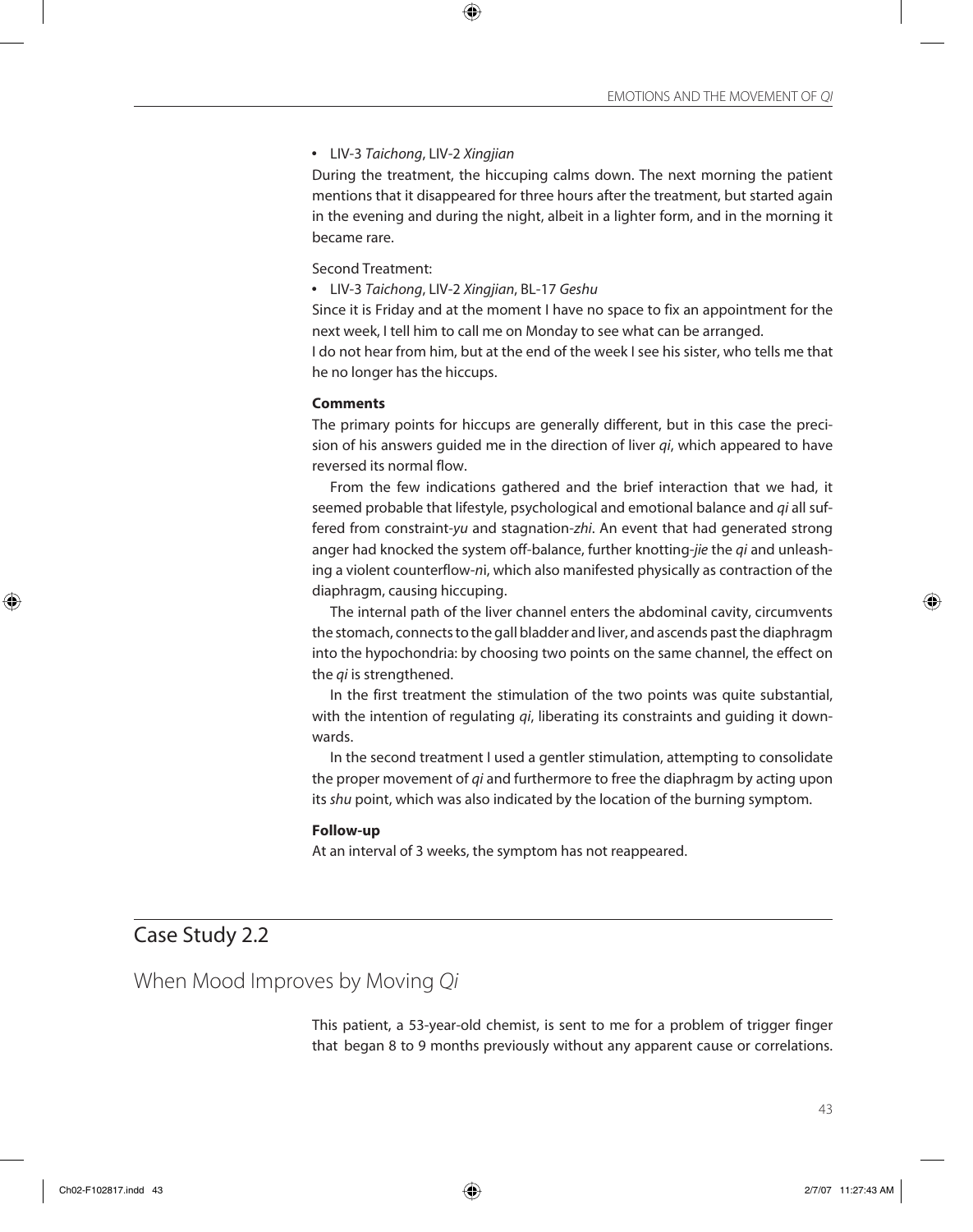- LIV-3 *Taichong*, LIV-2 *Xingjian*

During the treatment, the hiccuping calms down. The next morning the patient mentions that it disappeared for three hours after the treatment, but started again in the evening and during the night, albeit in a lighter form, and in the morning it became rare.

Second Treatment:

- LIV-3 *Taichong*, LIV-2 *Xingjian*, BL-17 *Geshu*

Since it is Friday and at the moment I have no space to fix an appointment for the next week, I tell him to call me on Monday to see what can be arranged.

I do not hear from him, but at the end of the week I see his sister, who tells me that he no longer has the hiccups.

**Comments**

The primary points for hiccups are generally different, but in this case the precision of his answers guided me in the direction of liver *qi*, which appeared to have reversed its normal flow.

From the few indications gathered and the brief interaction that we had, it seemed probable that lifestyle, psychological and emotional balance and *qi* all suffered from constraint-*yu* and stagnation-*zhi*. An event that had generated strong anger had knocked the system off-balance, further knotting-*jie* the *qi* and unleashing a violent counterflow-*ni*, which also manifested physically as contraction of the diaphragm, causing hiccuping.

The internal path of the liver channel enters the abdominal cavity, circumvents the stomach, connects to the gall bladder and liver, and ascends past the diaphragm into the hypochondria: by choosing two points on the same channel, the effect on the *qi* is strengthened.

In the first treatment the stimulation of the two points was quite substantial, with the intention of regulating *qi*, liberating its constraints and guiding it downwards.

In the second treatment I used a gentler stimulation, attempting to consolidate the proper movement of *qi* and furthermore to free the diaphragm by acting upon its *shu* point, which was also indicated by the location of the burning symptom.

**Follow-up**

At an interval of 3 weeks, the symptom has not reappeared.

## Case Study 2.2

### When Mood Improves by Moving *Qi*

This patient, a 53-year-old chemist, is sent to me for a problem of trigger finger that began 8 to 9 months previously without any apparent cause or correlations.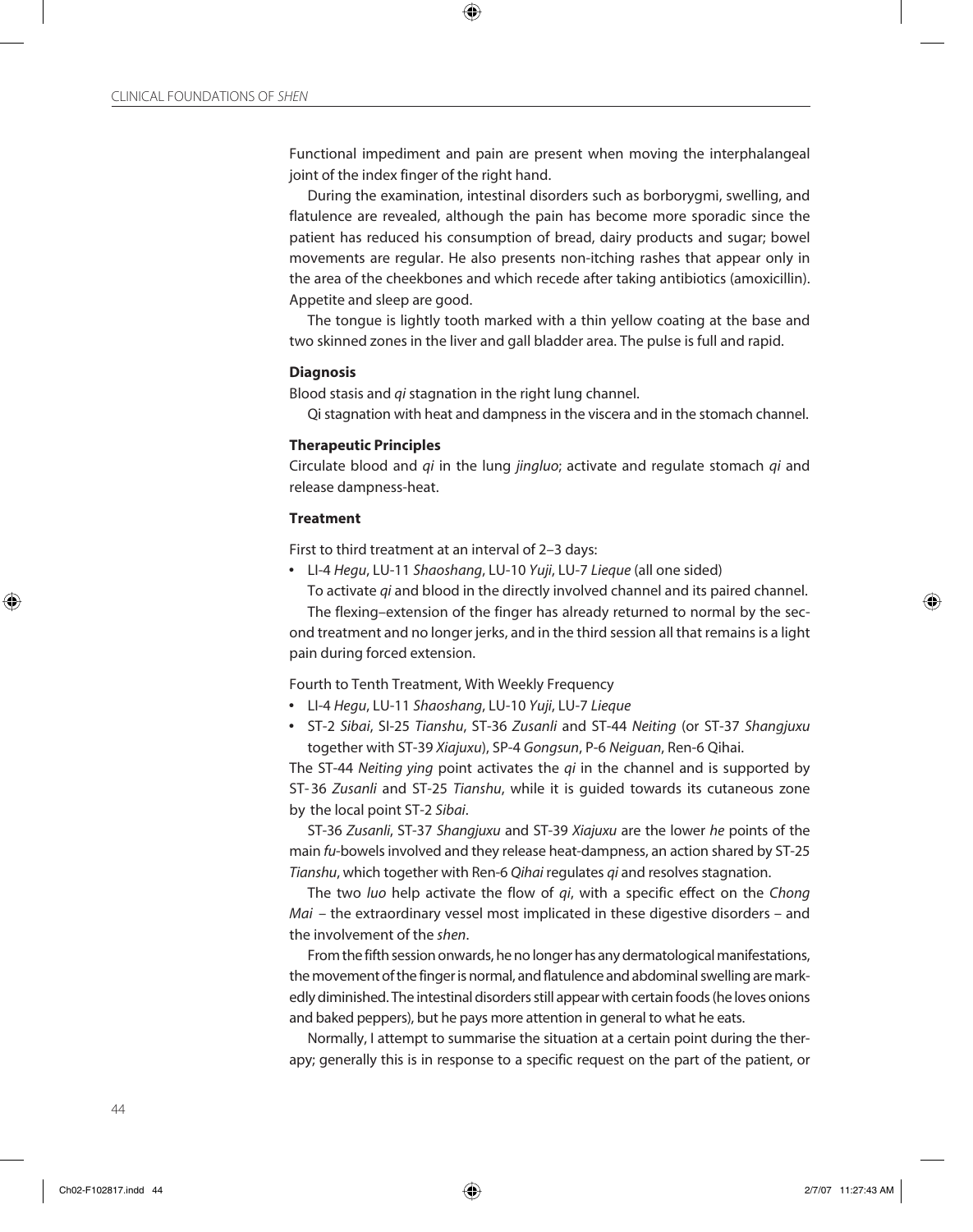Functional impediment and pain are present when moving the interphalangeal joint of the index finger of the right hand.

During the examination, intestinal disorders such as borborygmi, swelling, and flatulence are revealed, although the pain has become more sporadic since the patient has reduced his consumption of bread, dairy products and sugar; bowel movements are regular. He also presents non-itching rashes that appear only in the area of the cheekbones and which recede after taking antibiotics (amoxicillin). Appetite and sleep are good.

The tongue is lightly tooth marked with a thin yellow coating at the base and two skinned zones in the liver and gall bladder area. The pulse is full and rapid.

**Diagnosis**

Blood stasis and *qi* stagnation in the right lung channel.

Qi stagnation with heat and dampness in the viscera and in the stomach channel.

**Therapeutic Principles**

Circulate blood and *qi* in the lung *jingluo*; activate and regulate stomach *qi* and release dampness-heat.

**Treatment**

First to third treatment at an interval of 2–3 days:

- LI-4 *Hegu*, LU-11 *Shaoshang*, LU-10 *Yuji*, LU-7 *Lieque* (all one sided)

To activate *qi* and blood in the directly involved channel and its paired channel.

The flexing–extension of the finger has already returned to normal by the second treatment and no longer jerks, and in the third session all that remains is a light pain during forced extension.

Fourth to Tenth Treatment, With Weekly Frequency

- LI-4 *Hegu*, LU-11 *Shaoshang*, LU-10 *Yuji*, LU-7 *Lieque*
- ST-2 *Sibai*, SI-25 *Tianshu*, ST-36 *Zusanli* and ST-44 *Neiting* (or ST-37 *Shangjuxu* together with ST-39 *Xiajuxu*), SP-4 *Gongsun*, P-6 *Neiguan*, Ren-6 Qihai.

The ST-44 *Neiting ying* point activates the *qi* in the channel and is supported by ST-36 *Zusanli* and ST-25 *Tianshu*, while it is guided towards its cutaneous zone by the local point ST-2 *Sibai*.

ST-36 *Zusanli*, ST-37 *Shangjuxu* and ST-39 *Xiajuxu* are the lower *he* points of the main *fu*-bowels involved and they release heat-dampness, an action shared by ST-25 *Tianshu*, which together with Ren-6 *Qihai* regulates *qi* and resolves stagnation.

The two *luo* help activate the flow of *qi*, with a specific effect on the *Chong Mai* – the extraordinary vessel most implicated in these digestive disorders – and the involvement of the *shen*.

From the fifth session onwards, he no longer has any dermatological manifestations, the movement of the finger is normal, and flatulence and abdominal swelling are markedly diminished. The intestinal disorders still appear with certain foods (he loves onions and baked peppers), but he pays more attention in general to what he eats.

Normally, I attempt to summarise the situation at a certain point during the therapy; generally this is in response to a specific request on the part of the patient, or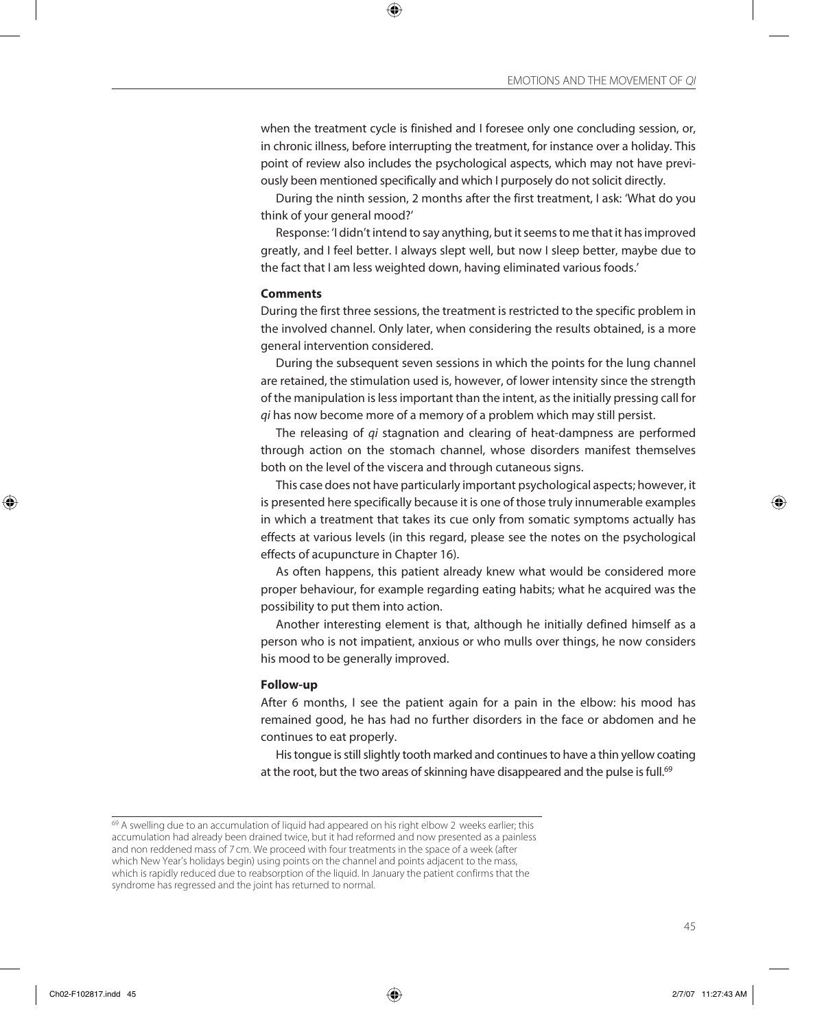when the treatment cycle is finished and I foresee only one concluding session, or, in chronic illness, before interrupting the treatment, for instance over a holiday. This point of review also includes the psychological aspects, which may not have previously been mentioned specifically and which I purposely do not solicit directly.

During the ninth session, 2 months after the first treatment, I ask: 'What do you think of your general mood?'

Response: 'I didn't intend to say anything, but it seems to me that it has improved greatly, and I feel better. I always slept well, but now I sleep better, maybe due to the fact that I am less weighted down, having eliminated various foods.'

**Comments**

During the first three sessions, the treatment is restricted to the specific problem in the involved channel. Only later, when considering the results obtained, is a more general intervention considered.

During the subsequent seven sessions in which the points for the lung channel are retained, the stimulation used is, however, of lower intensity since the strength of the manipulation is less important than the intent, as the initially pressing call for *qi* has now become more of a memory of a problem which may still persist.

The releasing of *qi* stagnation and clearing of heat-dampness are performed through action on the stomach channel, whose disorders manifest themselves both on the level of the viscera and through cutaneous signs.

This case does not have particularly important psychological aspects; however, it is presented here specifically because it is one of those truly innumerable examples in which a treatment that takes its cue only from somatic symptoms actually has effects at various levels (in this regard, please see the notes on the psychological effects of acupuncture in Chapter 16).

As often happens, this patient already knew what would be considered more proper behaviour, for example regarding eating habits; what he acquired was the possibility to put them into action.

Another interesting element is that, although he initially defined himself as a person who is not impatient, anxious or who mulls over things, he now considers his mood to be generally improved.

**Follow-up**

After 6 months, I see the patient again for a pain in the elbow: his mood has remained good, he has had no further disorders in the face or abdomen and he continues to eat properly.

His tongue is still slightly tooth marked and continues to have a thin yellow coating at the root, but the two areas of skinning have disappeared and the pulse is full.[69]

[69] A swelling due to an accumulation of liquid had appeared on his right elbow 2 weeks earlier; this accumulation had already been drained twice, but it had reformed and now presented as a painless and non reddened mass of 7 cm. We proceed with four treatments in the space of a week (after which New Year's holidays begin) using points on the channel and points adjacent to the mass, which is rapidly reduced due to reabsorption of the liquid. In January the patient confirms that the syndrome has regressed and the joint has returned to normal.